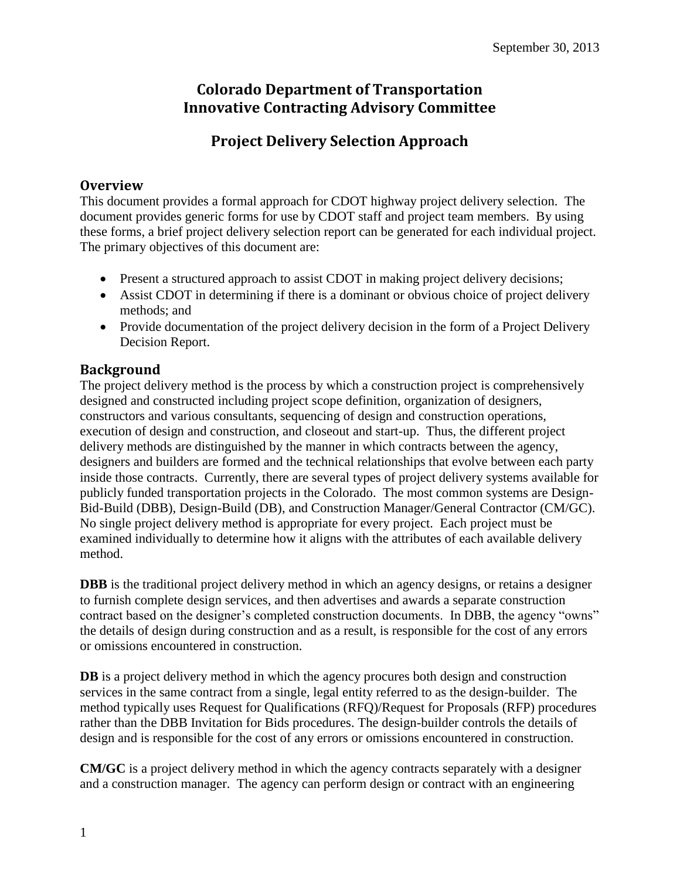September 30, 2013

# Colorado Department of Transportation
# Innovative Contracting Advisory Committee

## Project Delivery Selection Approach

### Overview

This document provides a formal approach for CDOT highway project delivery selection. The document provides generic forms for use by CDOT staff and project team members. By using these forms, a brief project delivery selection report can be generated for each individual project. The primary objectives of this document are:

- Present a structured approach to assist CDOT in making project delivery decisions;
- Assist CDOT in determining if there is a dominant or obvious choice of project delivery methods; and
- Provide documentation of the project delivery decision in the form of a Project Delivery Decision Report.

### Background

The project delivery method is the process by which a construction project is comprehensively designed and constructed including project scope definition, organization of designers, constructors and various consultants, sequencing of design and construction operations, execution of design and construction, and closeout and start-up. Thus, the different project delivery methods are distinguished by the manner in which contracts between the agency, designers and builders are formed and the technical relationships that evolve between each party inside those contracts. Currently, there are several types of project delivery systems available for publicly funded transportation projects in the Colorado. The most common systems are Design-Bid-Build (DBB), Design-Build (DB), and Construction Manager/General Contractor (CM/GC). No single project delivery method is appropriate for every project. Each project must be examined individually to determine how it aligns with the attributes of each available delivery method.

**DBB** is the traditional project delivery method in which an agency designs, or retains a designer to furnish complete design services, and then advertises and awards a separate construction contract based on the designer's completed construction documents. In DBB, the agency "owns" the details of design during construction and as a result, is responsible for the cost of any errors or omissions encountered in construction.

**DB** is a project delivery method in which the agency procures both design and construction services in the same contract from a single, legal entity referred to as the design-builder. The method typically uses Request for Qualifications (RFQ)/Request for Proposals (RFP) procedures rather than the DBB Invitation for Bids procedures. The design-builder controls the details of design and is responsible for the cost of any errors or omissions encountered in construction.

**CM/GC** is a project delivery method in which the agency contracts separately with a designer and a construction manager. The agency can perform design or contract with an engineering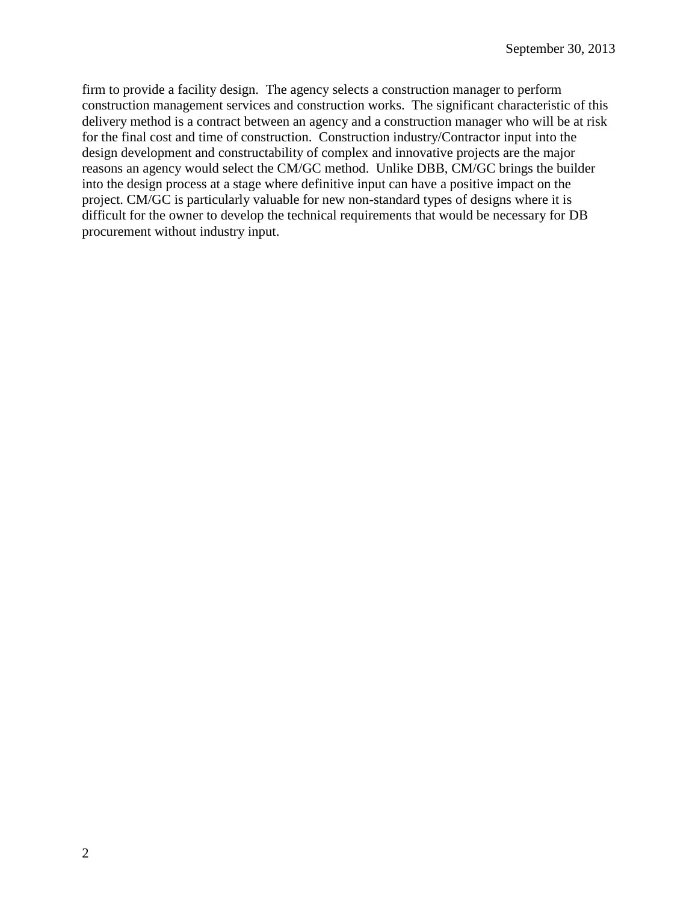firm to provide a facility design. The agency selects a construction manager to perform construction management services and construction works. The significant characteristic of this delivery method is a contract between an agency and a construction manager who will be at risk for the final cost and time of construction. Construction industry/Contractor input into the design development and constructability of complex and innovative projects are the major reasons an agency would select the CM/GC method. Unlike DBB, CM/GC brings the builder into the design process at a stage where definitive input can have a positive impact on the project. CM/GC is particularly valuable for new non-standard types of designs where it is difficult for the owner to develop the technical requirements that would be necessary for DB procurement without industry input.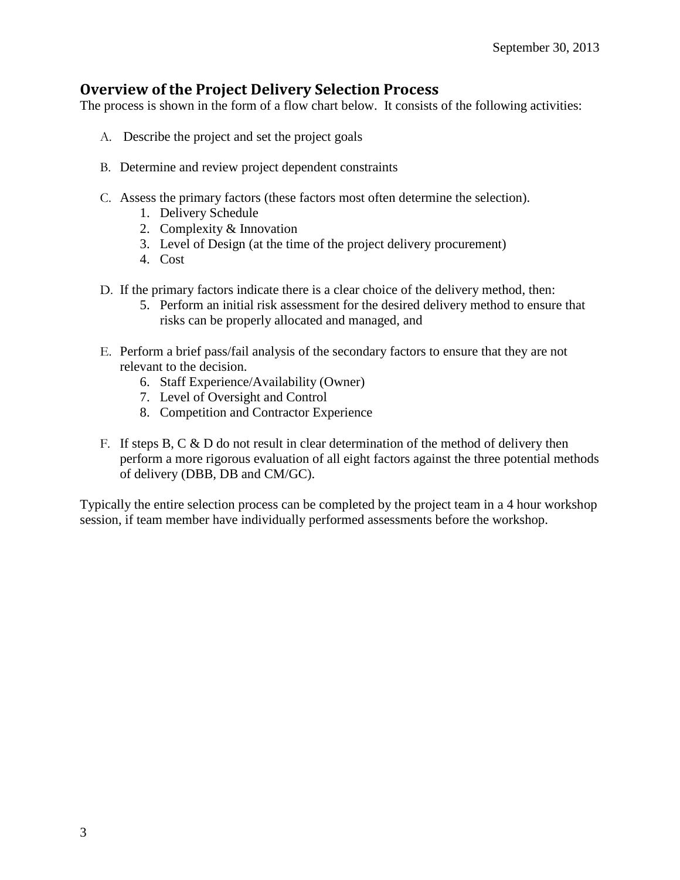## Overview of the Project Delivery Selection Process

The process is shown in the form of a flow chart below. It consists of the following activities:

A. Describe the project and set the project goals

B. Determine and review project dependent constraints

C. Assess the primary factors (these factors most often determine the selection).
   1. Delivery Schedule
   2. Complexity & Innovation
   3. Level of Design (at the time of the project delivery procurement)
   4. Cost

D. If the primary factors indicate there is a clear choice of the delivery method, then:
   5. Perform an initial risk assessment for the desired delivery method to ensure that risks can be properly allocated and managed, and

E. Perform a brief pass/fail analysis of the secondary factors to ensure that they are not relevant to the decision.
   6. Staff Experience/Availability (Owner)
   7. Level of Oversight and Control
   8. Competition and Contractor Experience

F. If steps B, C & D do not result in clear determination of the method of delivery then perform a more rigorous evaluation of all eight factors against the three potential methods of delivery (DBB, DB and CM/GC).

Typically the entire selection process can be completed by the project team in a 4 hour workshop session, if team member have individually performed assessments before the workshop.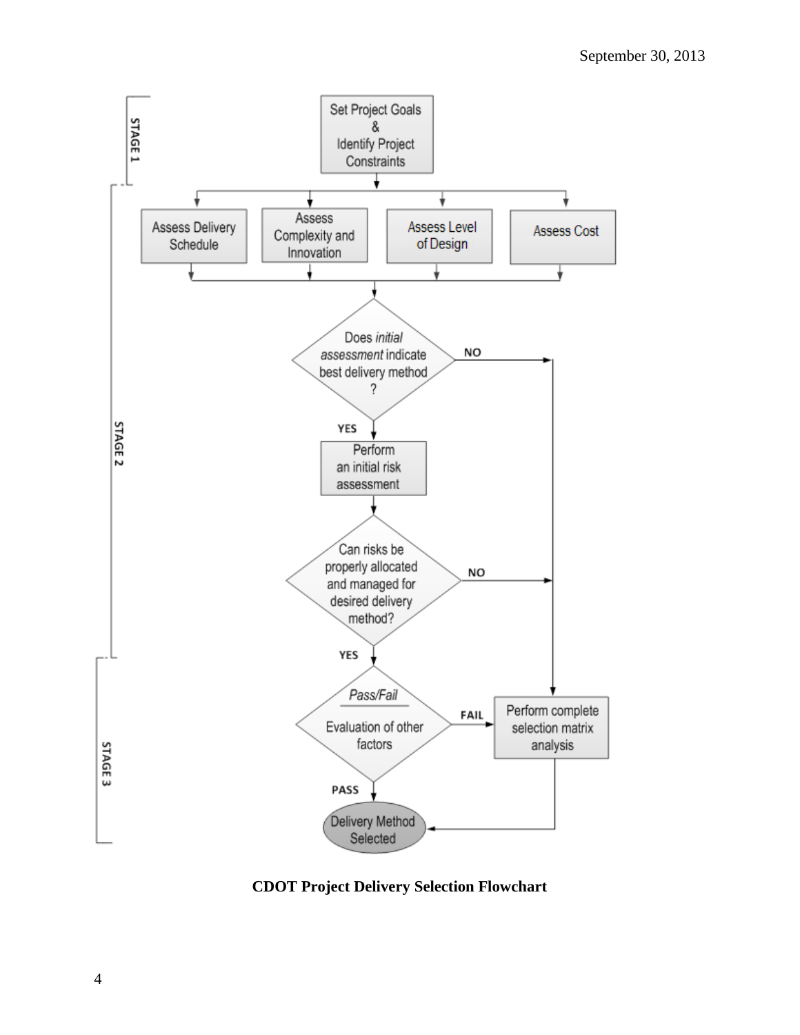**STAGE 1**

- Set Project Goals & Identify Project Constraints

**STAGE 2**

- Assess Delivery Schedule
- Assess Complexity and Innovation
- Assess Level of Design
- Assess Cost

Does *initial assessment* indicate best delivery method?

- NO → Perform complete selection matrix analysis
- YES → Perform an initial risk assessment

Can risks be properly allocated and managed for desired delivery method?

- NO → Perform complete selection matrix analysis
- YES → *Pass/Fail* Evaluation of other factors

**STAGE 3**

*Pass/Fail* Evaluation of other factors

- FAIL → Perform complete selection matrix analysis → Delivery Method Selected
- PASS → Delivery Method Selected

**CDOT Project Delivery Selection Flowchart**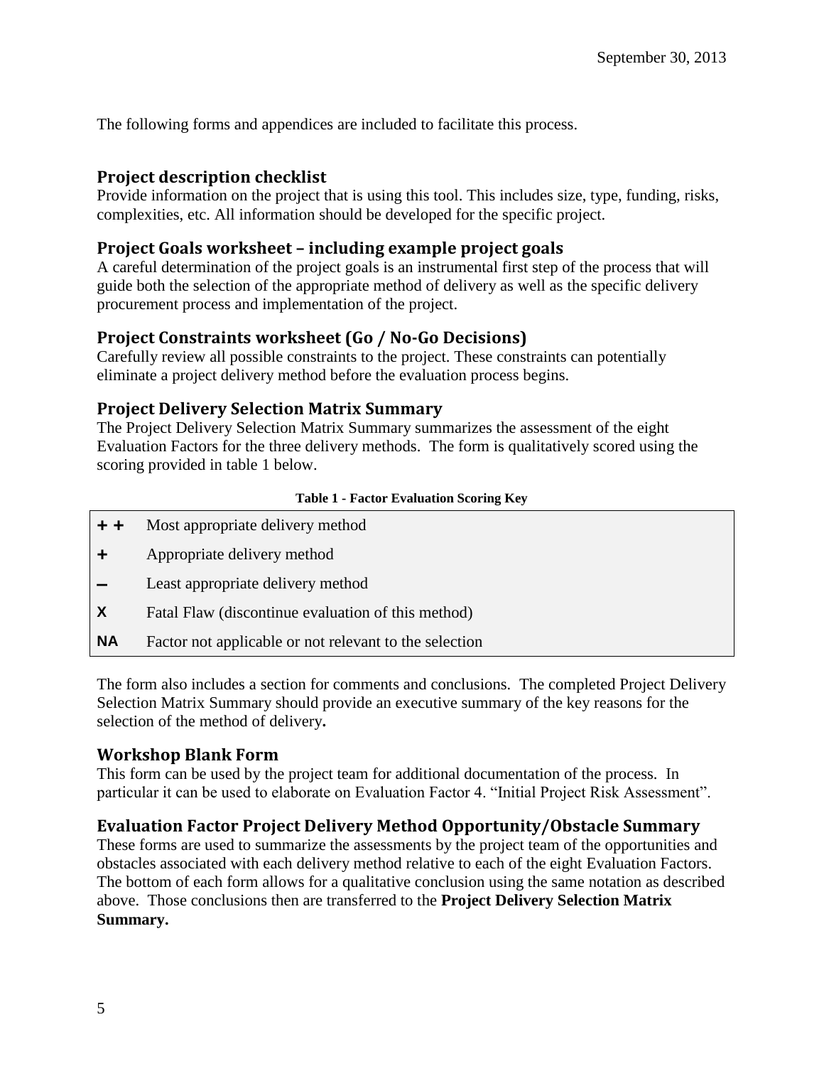The following forms and appendices are included to facilitate this process.

## Project description checklist

Provide information on the project that is using this tool. This includes size, type, funding, risks, complexities, etc. All information should be developed for the specific project.

## Project Goals worksheet – including example project goals

A careful determination of the project goals is an instrumental first step of the process that will guide both the selection of the appropriate method of delivery as well as the specific delivery procurement process and implementation of the project.

## Project Constraints worksheet (Go / No-Go Decisions)

Carefully review all possible constraints to the project. These constraints can potentially eliminate a project delivery method before the evaluation process begins.

## Project Delivery Selection Matrix Summary

The Project Delivery Selection Matrix Summary summarizes the assessment of the eight Evaluation Factors for the three delivery methods. The form is qualitatively scored using the scoring provided in table 1 below.

**Table 1 - Factor Evaluation Scoring Key**

| Symbol | Description |
|---|---|
| **+ +** | Most appropriate delivery method |
| **+** | Appropriate delivery method |
| **–** | Least appropriate delivery method |
| **X** | Fatal Flaw (discontinue evaluation of this method) |
| **NA** | Factor not applicable or not relevant to the selection |

The form also includes a section for comments and conclusions. The completed Project Delivery Selection Matrix Summary should provide an executive summary of the key reasons for the selection of the method of delivery**.**

## Workshop Blank Form

This form can be used by the project team for additional documentation of the process. In particular it can be used to elaborate on Evaluation Factor 4. "Initial Project Risk Assessment".

## Evaluation Factor Project Delivery Method Opportunity/Obstacle Summary

These forms are used to summarize the assessments by the project team of the opportunities and obstacles associated with each delivery method relative to each of the eight Evaluation Factors. The bottom of each form allows for a qualitative conclusion using the same notation as described above. Those conclusions then are transferred to the **Project Delivery Selection Matrix Summary.**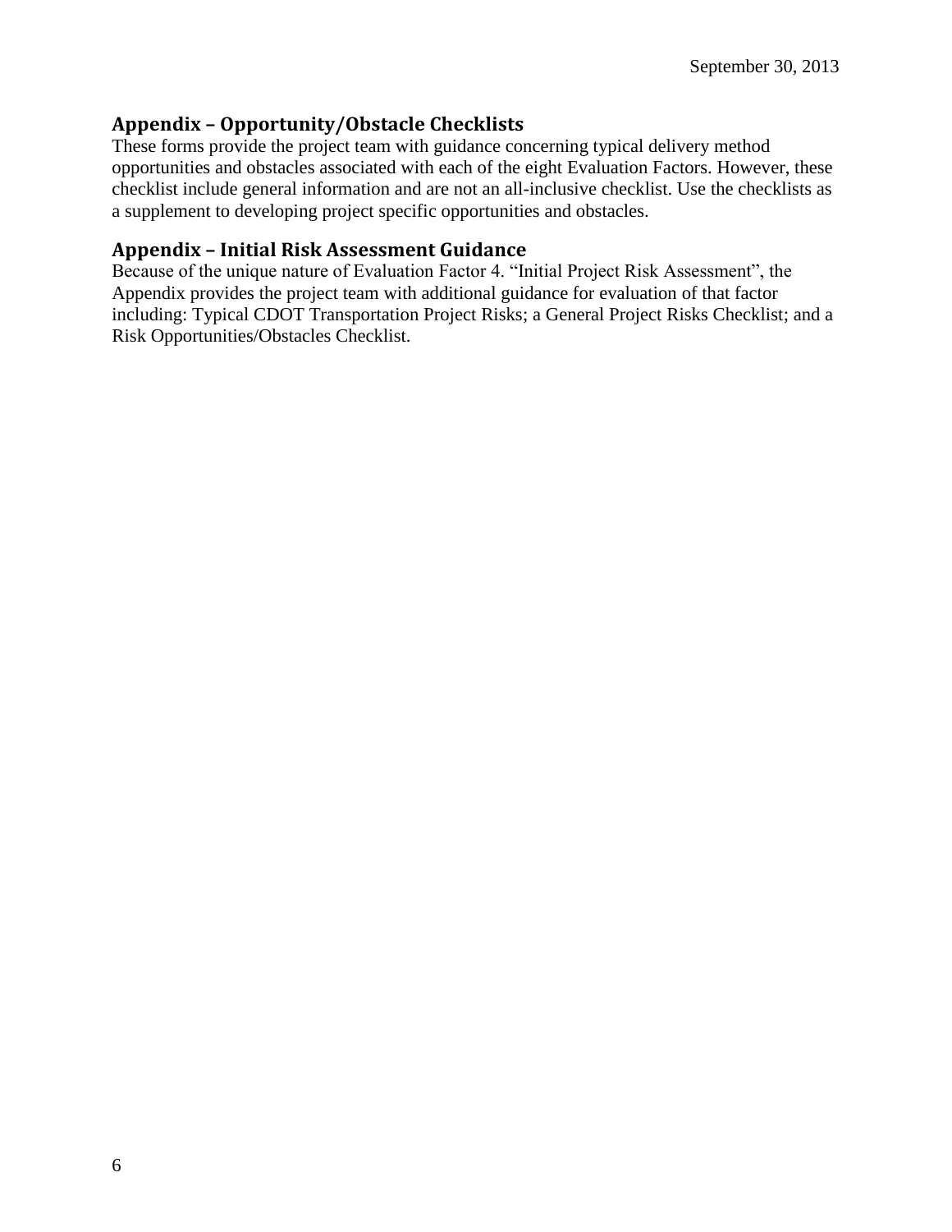## Appendix – Opportunity/Obstacle Checklists

These forms provide the project team with guidance concerning typical delivery method opportunities and obstacles associated with each of the eight Evaluation Factors. However, these checklist include general information and are not an all-inclusive checklist. Use the checklists as a supplement to developing project specific opportunities and obstacles.

## Appendix – Initial Risk Assessment Guidance

Because of the unique nature of Evaluation Factor 4. "Initial Project Risk Assessment", the Appendix provides the project team with additional guidance for evaluation of that factor including: Typical CDOT Transportation Project Risks; a General Project Risks Checklist; and a Risk Opportunities/Obstacles Checklist.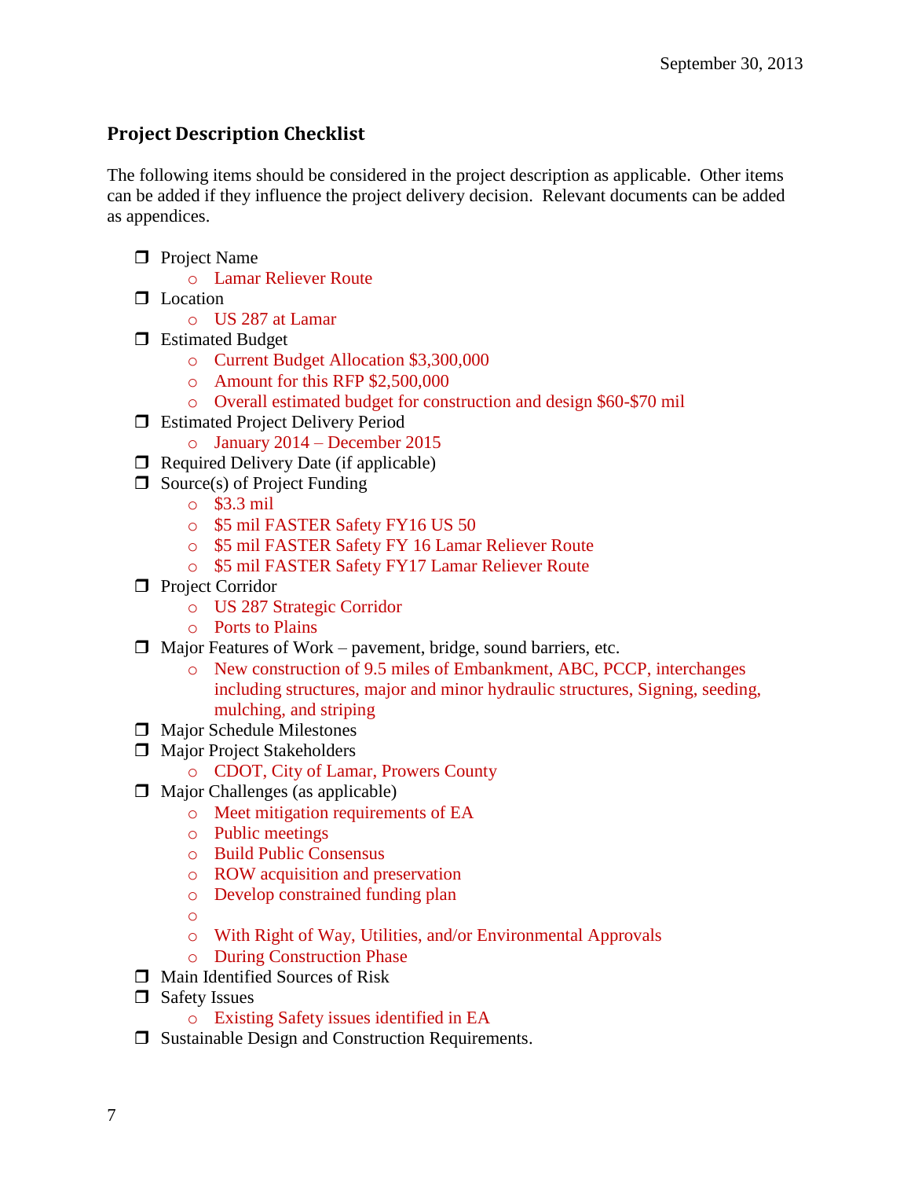September 30, 2013

## Project Description Checklist

The following items should be considered in the project description as applicable. Other items can be added if they influence the project delivery decision. Relevant documents can be added as appendices.

- ❒ Project Name
  - Lamar Reliever Route
- ❒ Location
  - US 287 at Lamar
- ❒ Estimated Budget
  - Current Budget Allocation $3,300,000
  - Amount for this RFP $2,500,000
  - Overall estimated budget for construction and design $60-$70 mil
- ❒ Estimated Project Delivery Period
  - January 2014 – December 2015
- ❒ Required Delivery Date (if applicable)
- ❒ Source(s) of Project Funding
  - $3.3 mil
  - $5 mil FASTER Safety FY16 US 50
  - $5 mil FASTER Safety FY 16 Lamar Reliever Route
  - $5 mil FASTER Safety FY17 Lamar Reliever Route
- ❒ Project Corridor
  - US 287 Strategic Corridor
  - Ports to Plains
- ❒ Major Features of Work – pavement, bridge, sound barriers, etc.
  - New construction of 9.5 miles of Embankment, ABC, PCCP, interchanges including structures, major and minor hydraulic structures, Signing, seeding, mulching, and striping
- ❒ Major Schedule Milestones
- ❒ Major Project Stakeholders
  - CDOT, City of Lamar, Prowers County
- ❒ Major Challenges (as applicable)
  - Meet mitigation requirements of EA
  - Public meetings
  - Build Public Consensus
  - ROW acquisition and preservation
  - Develop constrained funding plan
  - 
  - With Right of Way, Utilities, and/or Environmental Approvals
  - During Construction Phase
- ❒ Main Identified Sources of Risk
- ❒ Safety Issues
  - Existing Safety issues identified in EA
- ❒ Sustainable Design and Construction Requirements.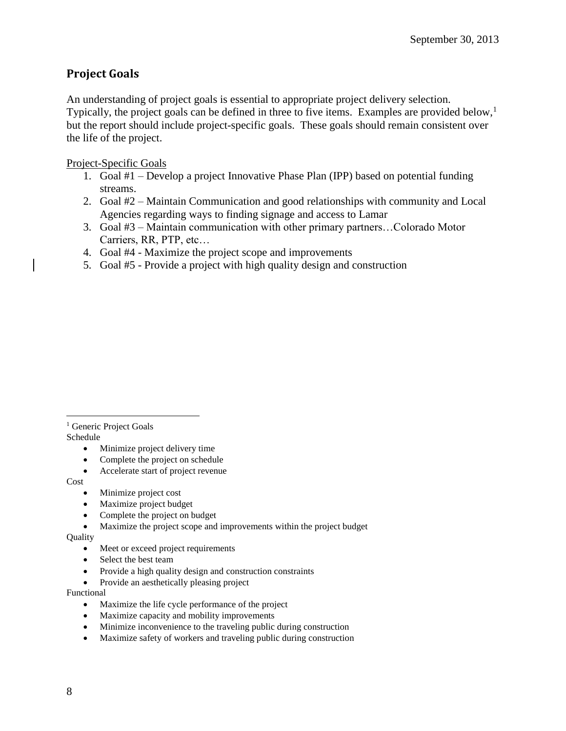## Project Goals

An understanding of project goals is essential to appropriate project delivery selection. Typically, the project goals can be defined in three to five items. Examples are provided below,[1] but the report should include project-specific goals. These goals should remain consistent over the life of the project.

Project-Specific Goals

1. Goal #1 – Develop a project Innovative Phase Plan (IPP) based on potential funding streams.
2. Goal #2 – Maintain Communication and good relationships with community and Local Agencies regarding ways to finding signage and access to Lamar
3. Goal #3 – Maintain communication with other primary partners…Colorado Motor Carriers, RR, PTP, etc…
4. Goal #4 - Maximize the project scope and improvements
5. Goal #5 - Provide a project with high quality design and construction

---

[1] Generic Project Goals

Schedule

- Minimize project delivery time
- Complete the project on schedule
- Accelerate start of project revenue

Cost

- Minimize project cost
- Maximize project budget
- Complete the project on budget
- Maximize the project scope and improvements within the project budget

Quality

- Meet or exceed project requirements
- Select the best team
- Provide a high quality design and construction constraints
- Provide an aesthetically pleasing project

Functional

- Maximize the life cycle performance of the project
- Maximize capacity and mobility improvements
- Minimize inconvenience to the traveling public during construction
- Maximize safety of workers and traveling public during construction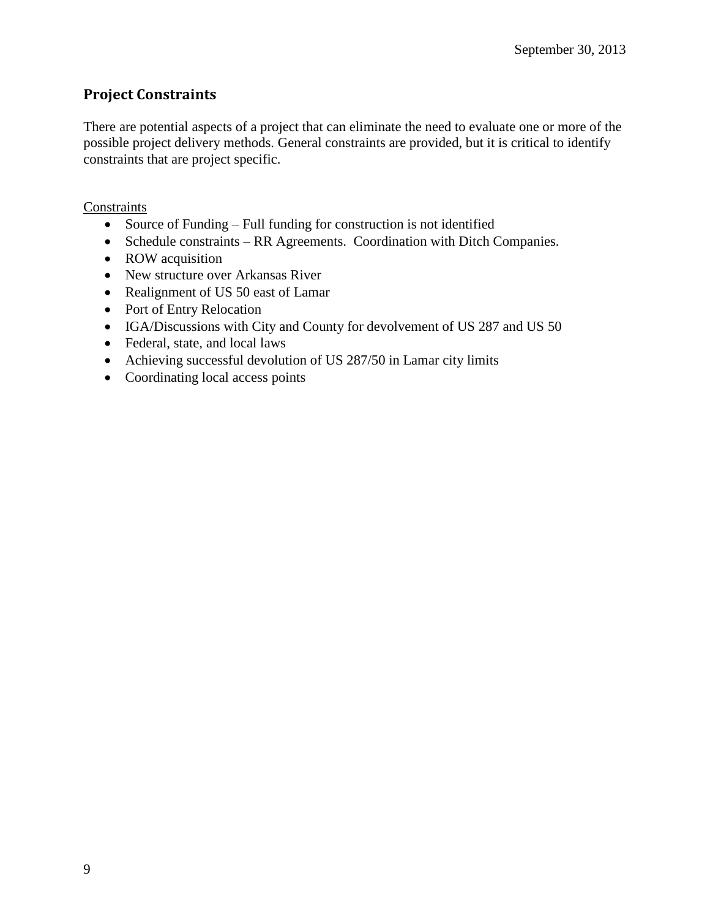## Project Constraints

There are potential aspects of a project that can eliminate the need to evaluate one or more of the possible project delivery methods. General constraints are provided, but it is critical to identify constraints that are project specific.

Constraints

- Source of Funding – Full funding for construction is not identified
- Schedule constraints – RR Agreements. Coordination with Ditch Companies.
- ROW acquisition
- New structure over Arkansas River
- Realignment of US 50 east of Lamar
- Port of Entry Relocation
- IGA/Discussions with City and County for devolvement of US 287 and US 50
- Federal, state, and local laws
- Achieving successful devolution of US 287/50 in Lamar city limits
- Coordinating local access points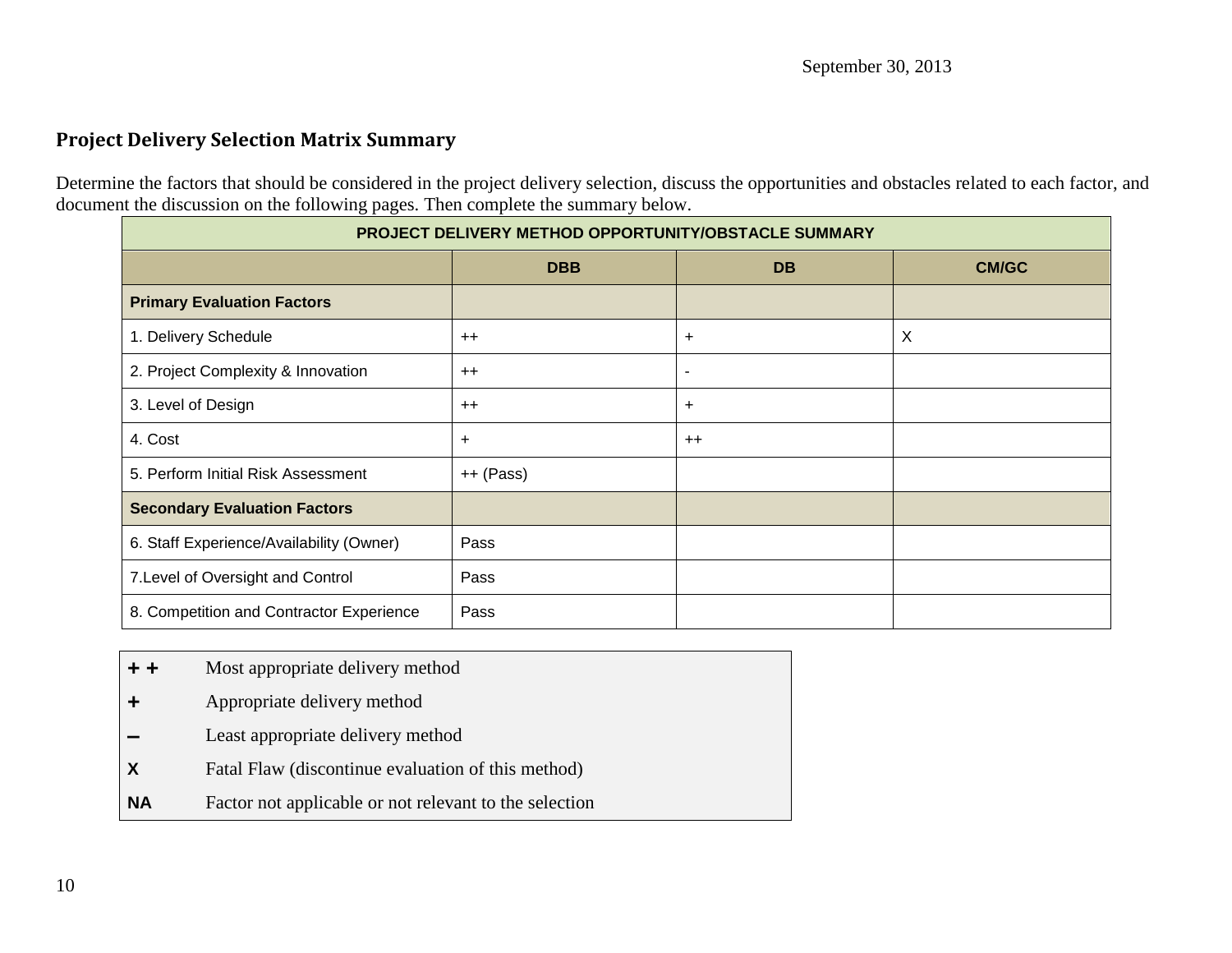September 30, 2013

## Project Delivery Selection Matrix Summary

Determine the factors that should be considered in the project delivery selection, discuss the opportunities and obstacles related to each factor, and document the discussion on the following pages. Then complete the summary below.

| PROJECT DELIVERY METHOD OPPORTUNITY/OBSTACLE SUMMARY | | | |
|---|---|---|---|
| | **DBB** | **DB** | **CM/GC** |
| **Primary Evaluation Factors** | | | |
| 1. Delivery Schedule | ++ | + | X |
| 2. Project Complexity & Innovation | ++ | - | |
| 3. Level of Design | ++ | + | |
| 4. Cost | + | ++ | |
| 5. Perform Initial Risk Assessment | ++ (Pass) | | |
| **Secondary Evaluation Factors** | | | |
| 6. Staff Experience/Availability (Owner) | Pass | | |
| 7.Level of Oversight and Control | Pass | | |
| 8. Competition and Contractor Experience | Pass | | |

| | |
|---|---|
| **+ +** | Most appropriate delivery method |
| **+** | Appropriate delivery method |
| **–** | Least appropriate delivery method |
| **X** | Fatal Flaw (discontinue evaluation of this method) |
| **NA** | Factor not applicable or not relevant to the selection |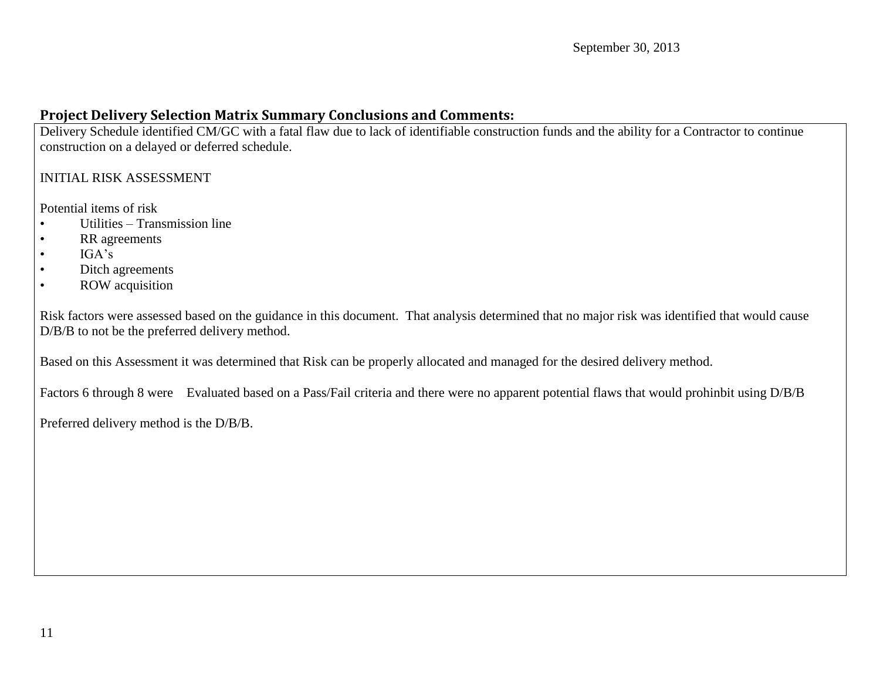September 30, 2013

## Project Delivery Selection Matrix Summary Conclusions and Comments:

Delivery Schedule identified CM/GC with a fatal flaw due to lack of identifiable construction funds and the ability for a Contractor to continue construction on a delayed or deferred schedule.

INITIAL RISK ASSESSMENT

Potential items of risk

- Utilities – Transmission line
- RR agreements
- IGA's
- Ditch agreements
- ROW acquisition

Risk factors were assessed based on the guidance in this document. That analysis determined that no major risk was identified that would cause D/B/B to not be the preferred delivery method.

Based on this Assessment it was determined that Risk can be properly allocated and managed for the desired delivery method.

Factors 6 through 8 were Evaluated based on a Pass/Fail criteria and there were no apparent potential flaws that would prohinbit using D/B/B

Preferred delivery method is the D/B/B.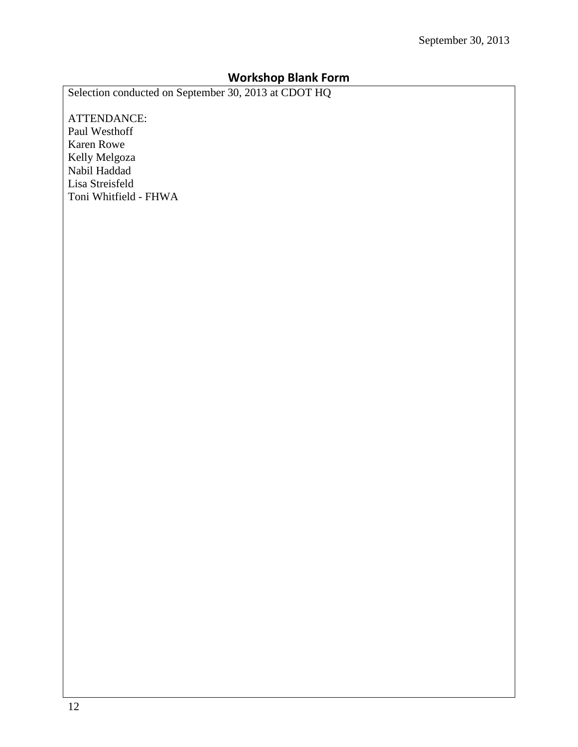## Workshop Blank Form

Selection conducted on September 30, 2013 at CDOT HQ

ATTENDANCE:
Paul Westhoff
Karen Rowe
Kelly Melgoza
Nabil Haddad
Lisa Streisfeld
Toni Whitfield - FHWA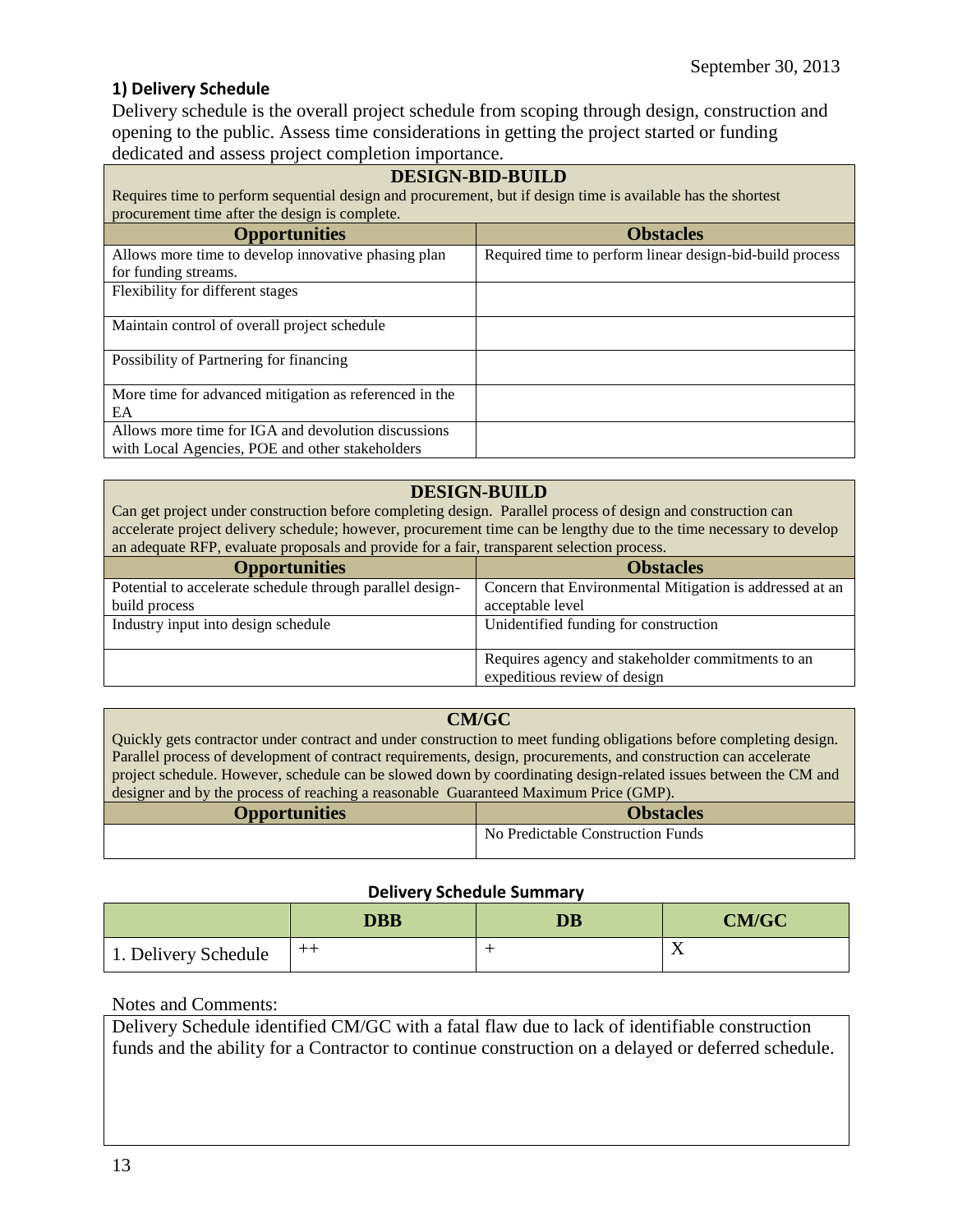September 30, 2013

### 1) Delivery Schedule

Delivery schedule is the overall project schedule from scoping through design, construction and opening to the public. Assess time considerations in getting the project started or funding dedicated and assess project completion importance.

| **DESIGN-BID-BUILD**<br>Requires time to perform sequential design and procurement, but if design time is available has the shortest procurement time after the design is complete. | |
|---|---|
| **Opportunities** | **Obstacles** |
| Allows more time to develop innovative phasing plan for funding streams. | Required time to perform linear design-bid-build process |
| Flexibility for different stages | |
| Maintain control of overall project schedule | |
| Possibility of Partnering for financing | |
| More time for advanced mitigation as referenced in the EA | |
| Allows more time for IGA and devolution discussions with Local Agencies, POE and other stakeholders | |

| **DESIGN-BUILD**<br>Can get project under construction before completing design. Parallel process of design and construction can accelerate project delivery schedule; however, procurement time can be lengthy due to the time necessary to develop an adequate RFP, evaluate proposals and provide for a fair, transparent selection process. | |
|---|---|
| **Opportunities** | **Obstacles** |
| Potential to accelerate schedule through parallel design-build process | Concern that Environmental Mitigation is addressed at an acceptable level |
| Industry input into design schedule | Unidentified funding for construction |
| | Requires agency and stakeholder commitments to an expeditious review of design |

| **CM/GC**<br>Quickly gets contractor under contract and under construction to meet funding obligations before completing design. Parallel process of development of contract requirements, design, procurements, and construction can accelerate project schedule. However, schedule can be slowed down by coordinating design-related issues between the CM and designer and by the process of reaching a reasonable Guaranteed Maximum Price (GMP). | |
|---|---|
| **Opportunities** | **Obstacles** |
| | No Predictable Construction Funds |

**Delivery Schedule Summary**

| | DBB | DB | CM/GC |
|---|---|---|---|
| 1. Delivery Schedule | ++ | + | X |

Notes and Comments:

Delivery Schedule identified CM/GC with a fatal flaw due to lack of identifiable construction funds and the ability for a Contractor to continue construction on a delayed or deferred schedule.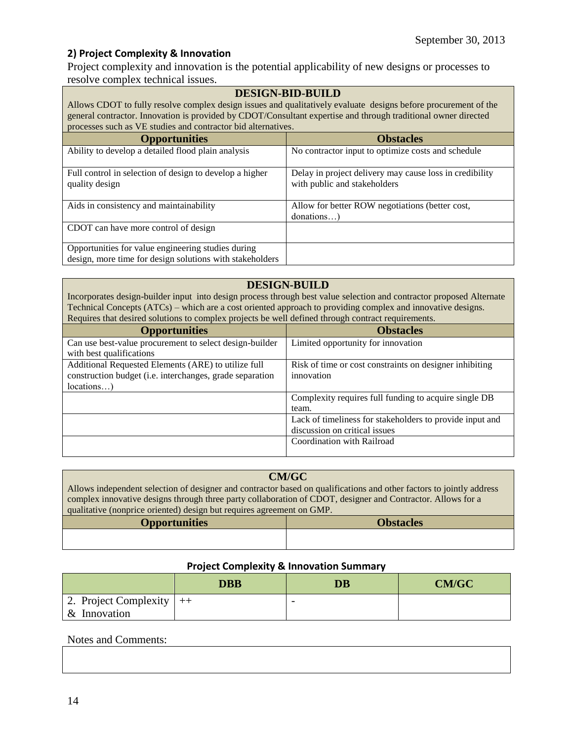September 30, 2013

## 2) Project Complexity & Innovation

Project complexity and innovation is the potential applicability of new designs or processes to resolve complex technical issues.

| DESIGN-BID-BUILD<br>Allows CDOT to fully resolve complex design issues and qualitatively evaluate designs before procurement of the general contractor. Innovation is provided by CDOT/Consultant expertise and through traditional owner directed processes such as VE studies and contractor bid alternatives. | |
|---|---|
| **Opportunities** | **Obstacles** |
| Ability to develop a detailed flood plain analysis | No contractor input to optimize costs and schedule |
| Full control in selection of design to develop a higher quality design | Delay in project delivery may cause loss in credibility with public and stakeholders |
| Aids in consistency and maintainability | Allow for better ROW negotiations (better cost, donations…) |
| CDOT can have more control of design | |
| Opportunities for value engineering studies during design, more time for design solutions with stakeholders | |

| DESIGN-BUILD<br>Incorporates design-builder input into design process through best value selection and contractor proposed Alternate Technical Concepts (ATCs) – which are a cost oriented approach to providing complex and innovative designs. Requires that desired solutions to complex projects be well defined through contract requirements. | |
|---|---|
| **Opportunities** | **Obstacles** |
| Can use best-value procurement to select design-builder with best qualifications | Limited opportunity for innovation |
| Additional Requested Elements (ARE) to utilize full construction budget (i.e. interchanges, grade separation locations…) | Risk of time or cost constraints on designer inhibiting innovation |
| | Complexity requires full funding to acquire single DB team. |
| | Lack of timeliness for stakeholders to provide input and discussion on critical issues |
| | Coordination with Railroad |

| CM/GC<br>Allows independent selection of designer and contractor based on qualifications and other factors to jointly address complex innovative designs through three party collaboration of CDOT, designer and Contractor. Allows for a qualitative (nonprice oriented) design but requires agreement on GMP. | |
|---|---|
| **Opportunities** | **Obstacles** |
| | |

**Project Complexity & Innovation Summary**

| | DBB | DB | CM/GC |
|---|---|---|---|
| 2. Project Complexity & Innovation | ++ | - | |

Notes and Comments: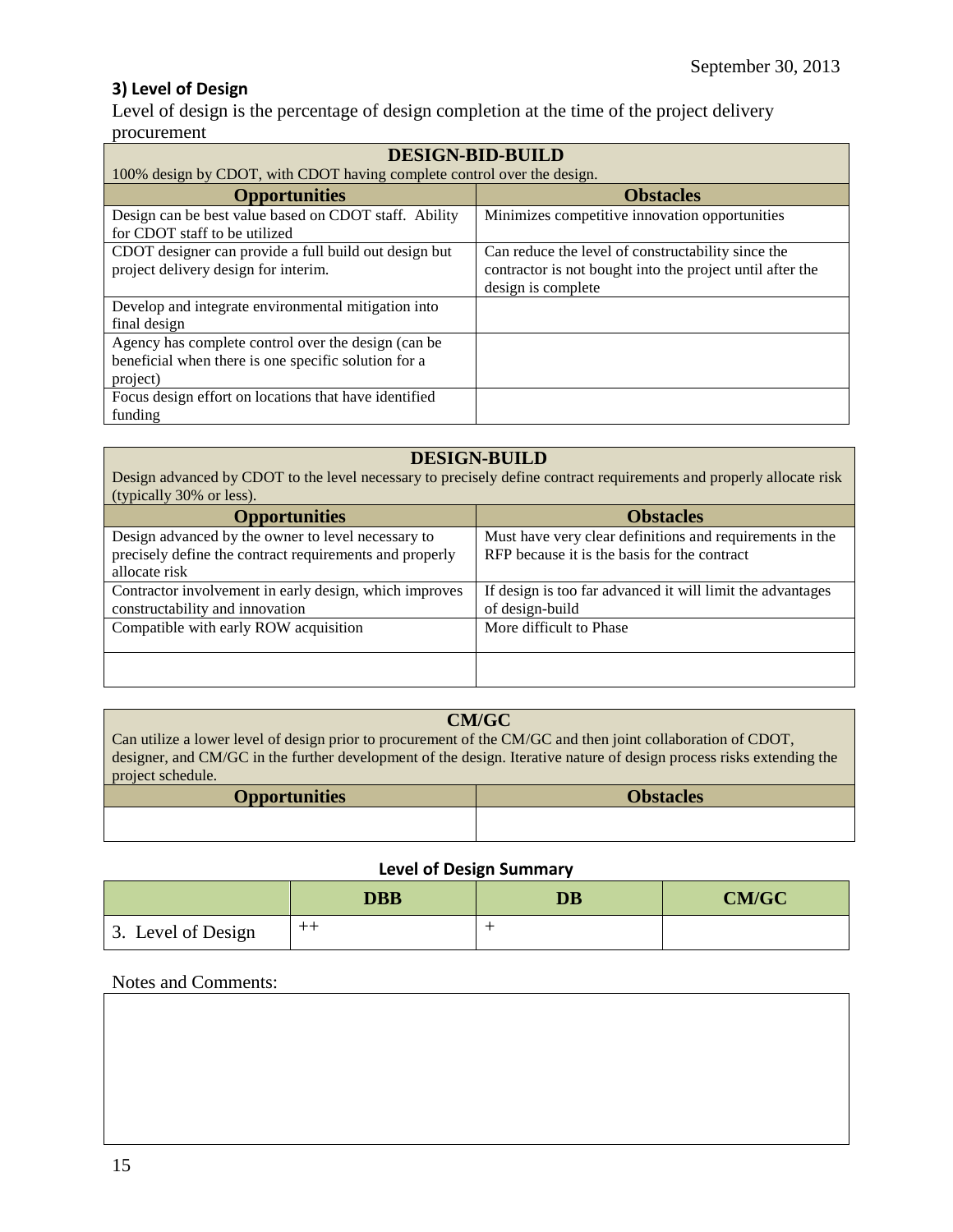### 3) Level of Design

Level of design is the percentage of design completion at the time of the project delivery procurement

| **DESIGN-BID-BUILD**<br>100% design by CDOT, with CDOT having complete control over the design. | |
|---|---|
| **Opportunities** | **Obstacles** |
| Design can be best value based on CDOT staff. Ability for CDOT staff to be utilized | Minimizes competitive innovation opportunities |
| CDOT designer can provide a full build out design but project delivery design for interim. | Can reduce the level of constructability since the contractor is not bought into the project until after the design is complete |
| Develop and integrate environmental mitigation into final design | |
| Agency has complete control over the design (can be beneficial when there is one specific solution for a project) | |
| Focus design effort on locations that have identified funding | |

| **DESIGN-BUILD**<br>Design advanced by CDOT to the level necessary to precisely define contract requirements and properly allocate risk (typically 30% or less). | |
|---|---|
| **Opportunities** | **Obstacles** |
| Design advanced by the owner to level necessary to precisely define the contract requirements and properly allocate risk | Must have very clear definitions and requirements in the RFP because it is the basis for the contract |
| Contractor involvement in early design, which improves constructability and innovation | If design is too far advanced it will limit the advantages of design-build |
| Compatible with early ROW acquisition | More difficult to Phase |
| | |

| **CM/GC**<br>Can utilize a lower level of design prior to procurement of the CM/GC and then joint collaboration of CDOT, designer, and CM/GC in the further development of the design. Iterative nature of design process risks extending the project schedule. | |
|---|---|
| **Opportunities** | **Obstacles** |
| | |

**Level of Design Summary**

| | **DBB** | **DB** | **CM/GC** |
|---|---|---|---|
| 3. Level of Design | ++ | + | |

Notes and Comments: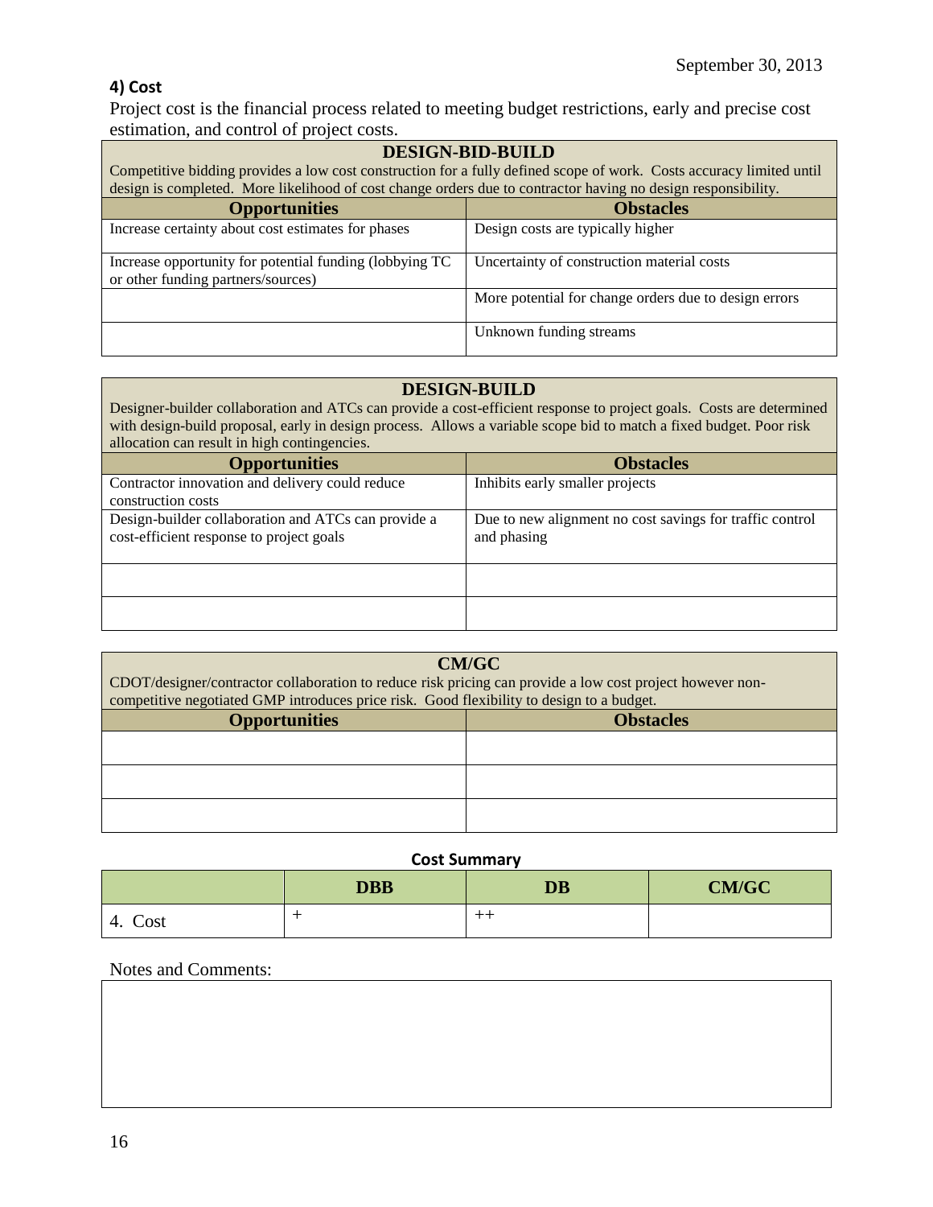September 30, 2013

### 4) Cost

Project cost is the financial process related to meeting budget restrictions, early and precise cost estimation, and control of project costs.

| DESIGN-BID-BUILD | |
|---|---|
| Competitive bidding provides a low cost construction for a fully defined scope of work. Costs accuracy limited until design is completed. More likelihood of cost change orders due to contractor having no design responsibility. | |
| **Opportunities** | **Obstacles** |
| Increase certainty about cost estimates for phases | Design costs are typically higher |
| Increase opportunity for potential funding (lobbying TC or other funding partners/sources) | Uncertainty of construction material costs |
| | More potential for change orders due to design errors |
| | Unknown funding streams |

| DESIGN-BUILD | |
|---|---|
| Designer-builder collaboration and ATCs can provide a cost-efficient response to project goals. Costs are determined with design-build proposal, early in design process. Allows a variable scope bid to match a fixed budget. Poor risk allocation can result in high contingencies. | |
| **Opportunities** | **Obstacles** |
| Contractor innovation and delivery could reduce construction costs | Inhibits early smaller projects |
| Design-builder collaboration and ATCs can provide a cost-efficient response to project goals | Due to new alignment no cost savings for traffic control and phasing |
| | |
| | |

| CM/GC | |
|---|---|
| CDOT/designer/contractor collaboration to reduce risk pricing can provide a low cost project however non-competitive negotiated GMP introduces price risk. Good flexibility to design to a budget. | |
| **Opportunities** | **Obstacles** |
| | |
| | |
| | |

**Cost Summary**

| | DBB | DB | CM/GC |
|---|---|---|---|
| 4. Cost | + | ++ | |

Notes and Comments: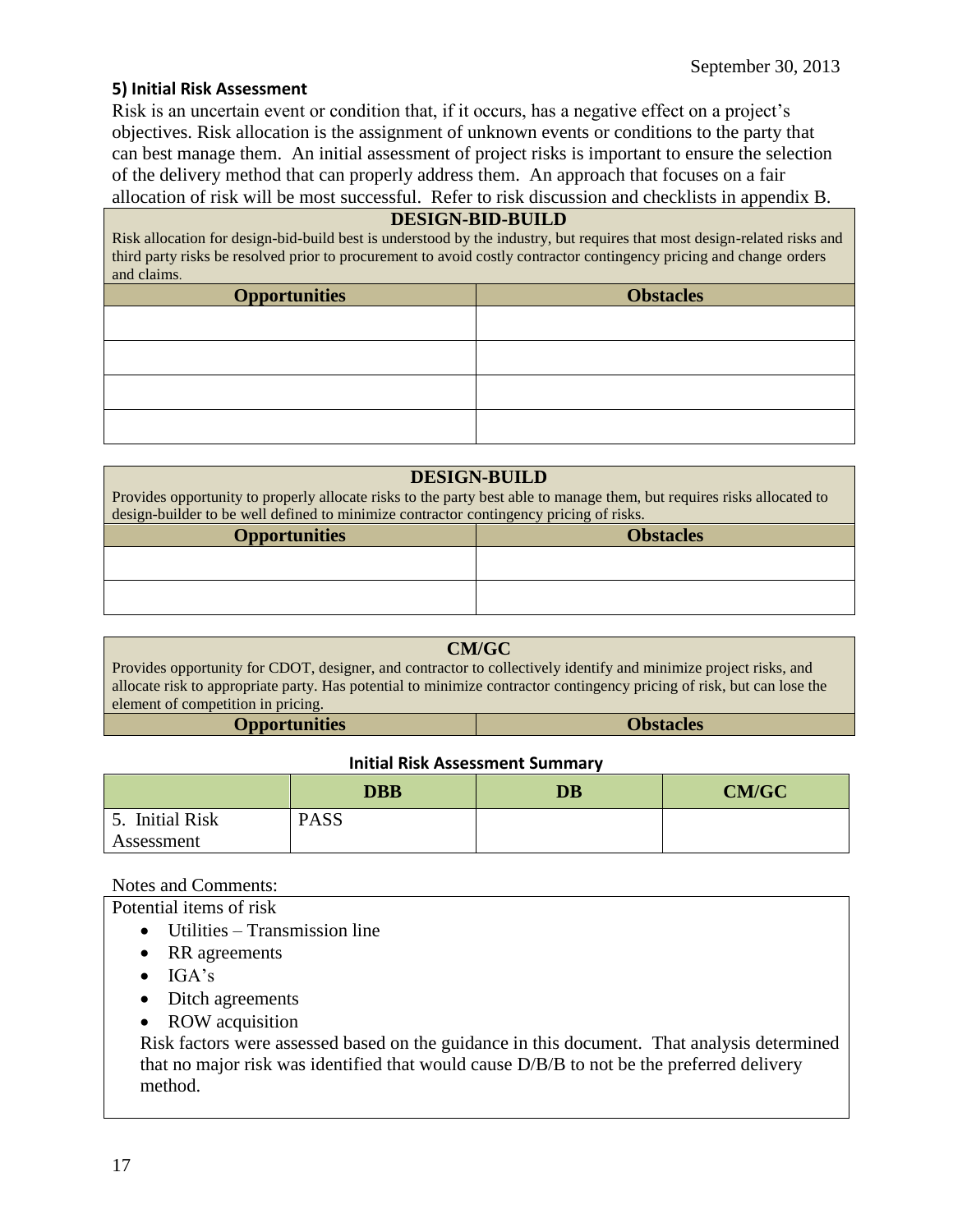### 5) Initial Risk Assessment

Risk is an uncertain event or condition that, if it occurs, has a negative effect on a project's objectives. Risk allocation is the assignment of unknown events or conditions to the party that can best manage them. An initial assessment of project risks is important to ensure the selection of the delivery method that can properly address them. An approach that focuses on a fair allocation of risk will be most successful. Refer to risk discussion and checklists in appendix B.

**DESIGN-BID-BUILD**

Risk allocation for design-bid-build best is understood by the industry, but requires that most design-related risks and third party risks be resolved prior to procurement to avoid costly contractor contingency pricing and change orders and claims.

| Opportunities | Obstacles |
|---|---|
| | |
| | |
| | |
| | |

**DESIGN-BUILD**

Provides opportunity to properly allocate risks to the party best able to manage them, but requires risks allocated to design-builder to be well defined to minimize contractor contingency pricing of risks.

| Opportunities | Obstacles |
|---|---|
| | |
| | |

**CM/GC**

Provides opportunity for CDOT, designer, and contractor to collectively identify and minimize project risks, and allocate risk to appropriate party. Has potential to minimize contractor contingency pricing of risk, but can lose the element of competition in pricing.

| Opportunities | Obstacles |
|---|---|

**Initial Risk Assessment Summary**

| | DBB | DB | CM/GC |
|---|---|---|---|
| 5. Initial Risk Assessment | PASS | | |

Notes and Comments:

Potential items of risk

- Utilities – Transmission line
- RR agreements
- IGA's
- Ditch agreements
- ROW acquisition

Risk factors were assessed based on the guidance in this document. That analysis determined that no major risk was identified that would cause D/B/B to not be the preferred delivery method.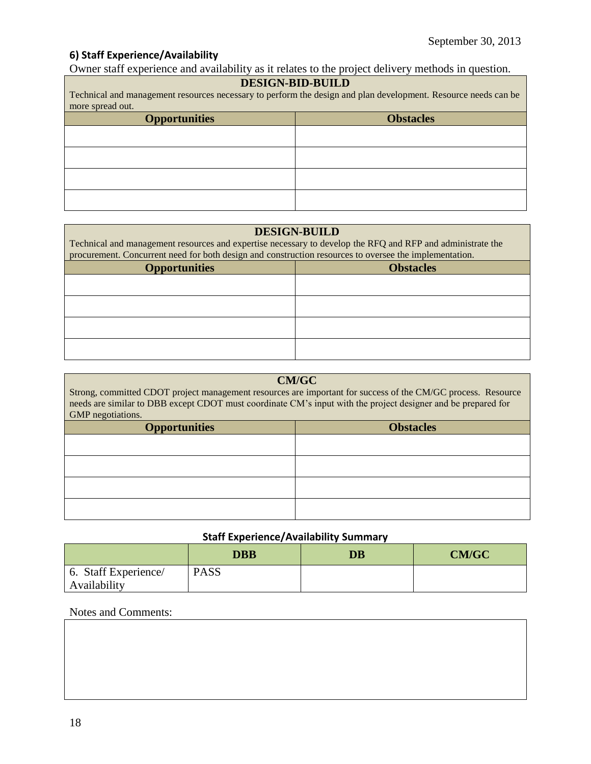### 6) Staff Experience/Availability

Owner staff experience and availability as it relates to the project delivery methods in question.

| **DESIGN-BID-BUILD**<br>Technical and management resources necessary to perform the design and plan development. Resource needs can be more spread out. | |
|---|---|
| **Opportunities** | **Obstacles** |
| | |
| | |
| | |
| | |

| **DESIGN-BUILD**<br>Technical and management resources and expertise necessary to develop the RFQ and RFP and administrate the procurement. Concurrent need for both design and construction resources to oversee the implementation. | |
|---|---|
| **Opportunities** | **Obstacles** |
| | |
| | |
| | |
| | |

| **CM/GC**<br>Strong, committed CDOT project management resources are important for success of the CM/GC process. Resource needs are similar to DBB except CDOT must coordinate CM's input with the project designer and be prepared for GMP negotiations. | |
|---|---|
| **Opportunities** | **Obstacles** |
| | |
| | |
| | |
| | |

**Staff Experience/Availability Summary**

| | DBB | DB | CM/GC |
|---|---|---|---|
| 6. Staff Experience/ Availability | PASS | | |

Notes and Comments: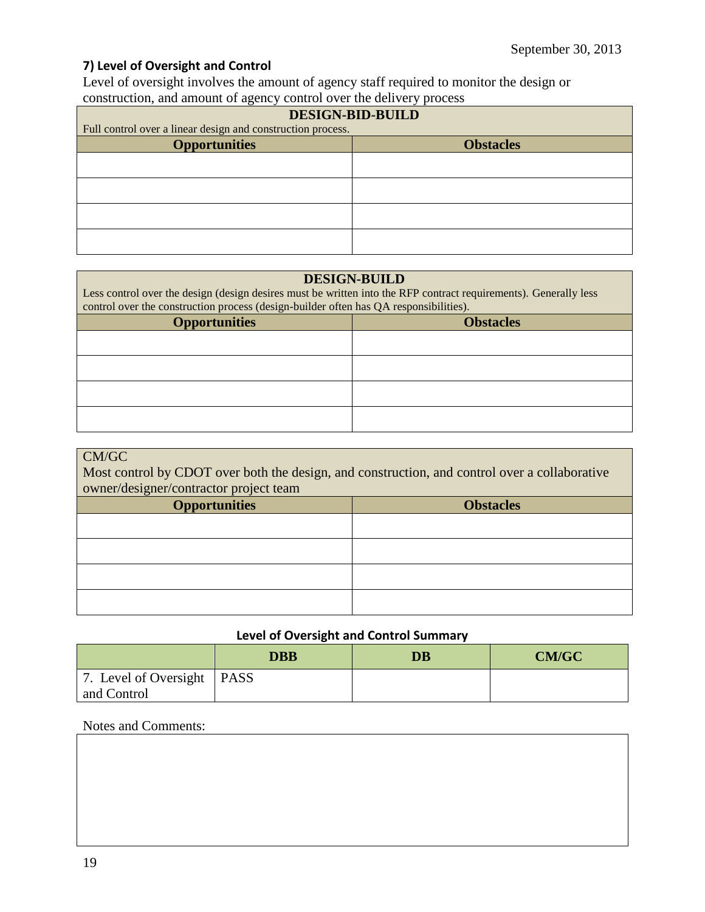### 7) Level of Oversight and Control

Level of oversight involves the amount of agency staff required to monitor the design or construction, and amount of agency control over the delivery process

| DESIGN-BID-BUILD<br>Full control over a linear design and construction process. | |
|---|---|
| **Opportunities** | **Obstacles** |
| | |
| | |
| | |
| | |

| DESIGN-BUILD<br>Less control over the design (design desires must be written into the RFP contract requirements). Generally less control over the construction process (design-builder often has QA responsibilities). | |
|---|---|
| **Opportunities** | **Obstacles** |
| | |
| | |
| | |
| | |

| CM/GC<br>Most control by CDOT over both the design, and construction, and control over a collaborative owner/designer/contractor project team | |
|---|---|
| **Opportunities** | **Obstacles** |
| | |
| | |
| | |
| | |

**Level of Oversight and Control Summary**

| | DBB | DB | CM/GC |
|---|---|---|---|
| 7. Level of Oversight and Control | PASS | | |

Notes and Comments:

| |
|---|
| |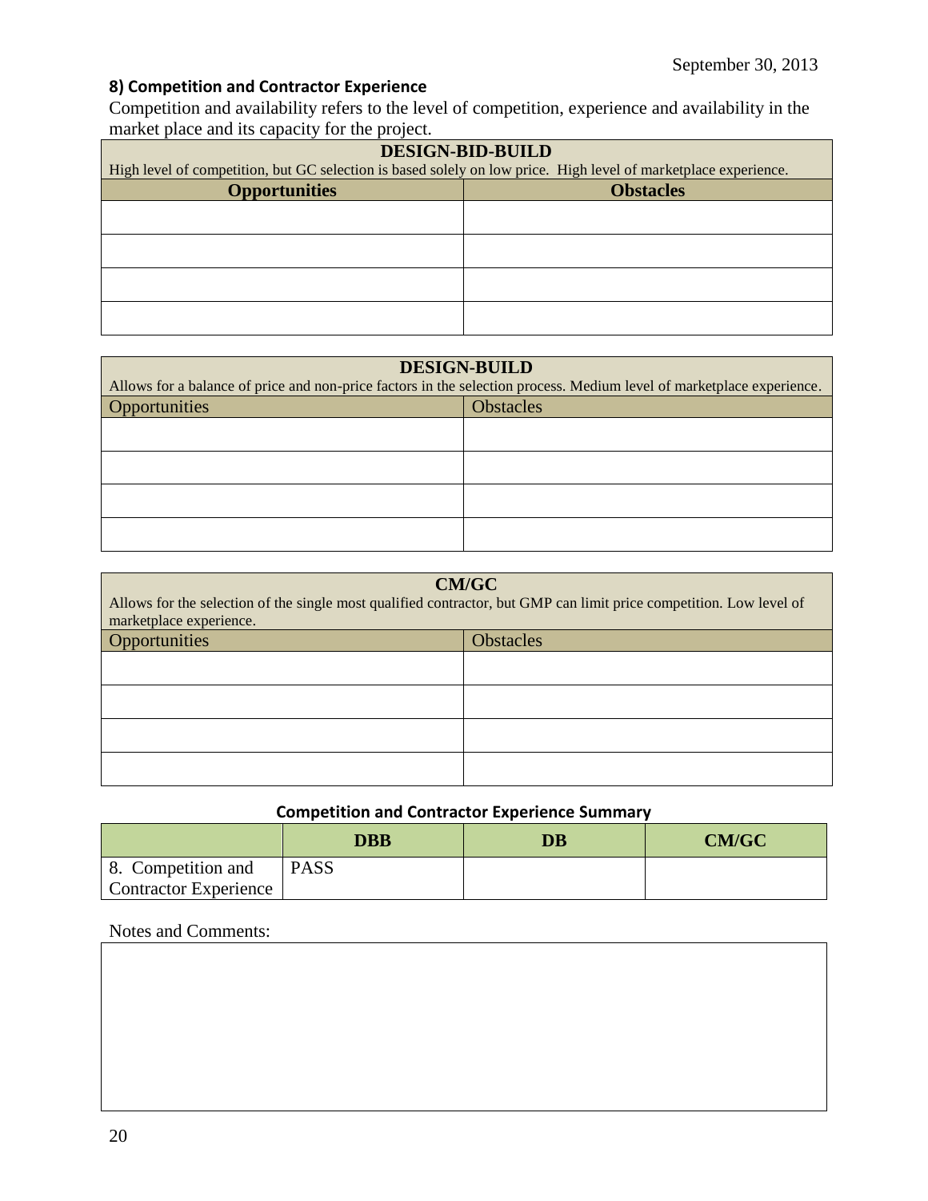#### 8) Competition and Contractor Experience

Competition and availability refers to the level of competition, experience and availability in the market place and its capacity for the project.

| DESIGN-BID-BUILD<br>High level of competition, but GC selection is based solely on low price. High level of marketplace experience. | |
|---|---|
| **Opportunities** | **Obstacles** |
| | |
| | |
| | |
| | |

| DESIGN-BUILD<br>Allows for a balance of price and non-price factors in the selection process. Medium level of marketplace experience. | |
|---|---|
| Opportunities | Obstacles |
| | |
| | |
| | |
| | |

| CM/GC<br>Allows for the selection of the single most qualified contractor, but GMP can limit price competition. Low level of marketplace experience. | |
|---|---|
| Opportunities | Obstacles |
| | |
| | |
| | |
| | |

**Competition and Contractor Experience Summary**

| | DBB | DB | CM/GC |
|---|---|---|---|
| 8. Competition and Contractor Experience | PASS | | |

Notes and Comments: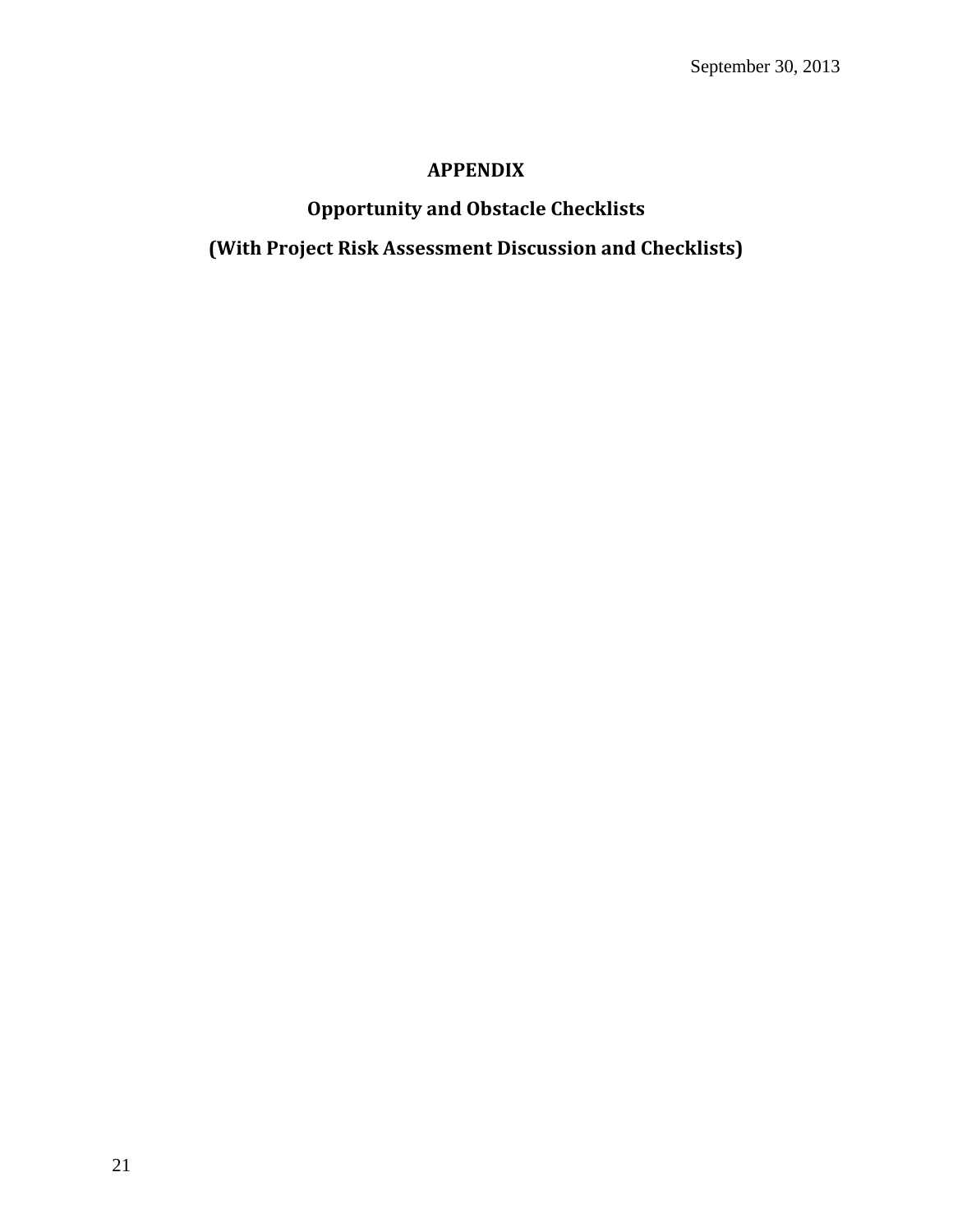# APPENDIX

## Opportunity and Obstacle Checklists

## (With Project Risk Assessment Discussion and Checklists)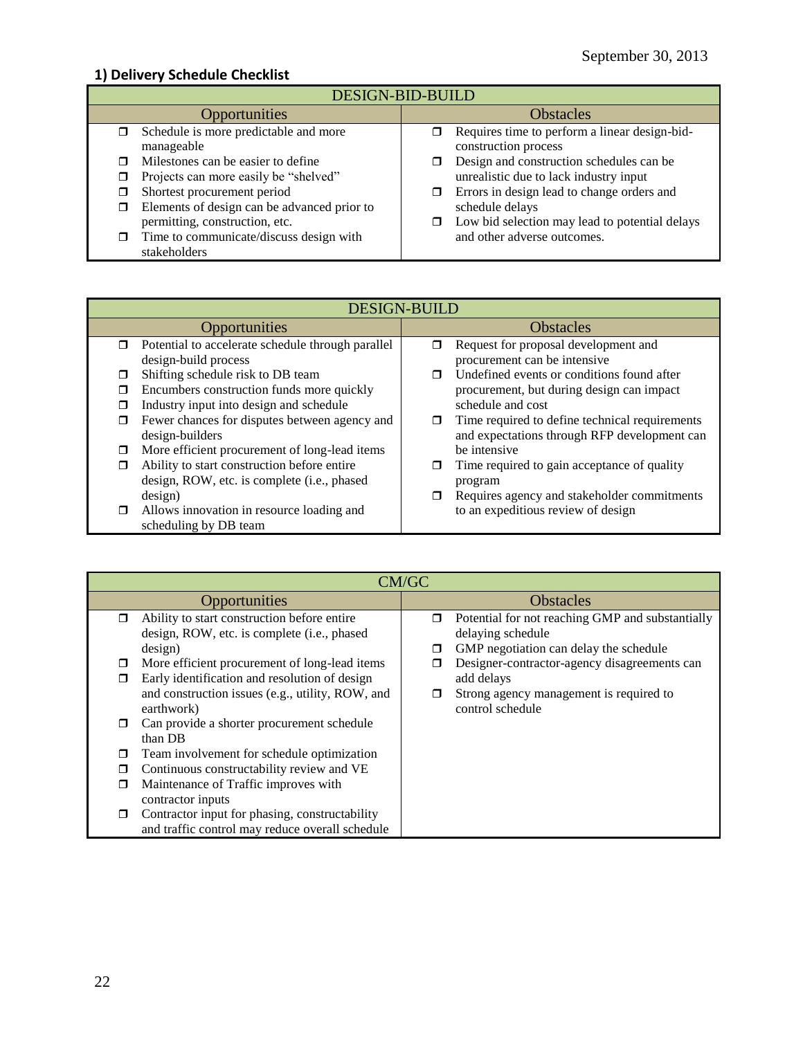September 30, 2013

### 1) Delivery Schedule Checklist

| DESIGN-BID-BUILD | |
|---|---|
| **Opportunities** | **Obstacles** |
| ❒ Schedule is more predictable and more manageable<br>❒ Milestones can be easier to define<br>❒ Projects can more easily be "shelved"<br>❒ Shortest procurement period<br>❒ Elements of design can be advanced prior to permitting, construction, etc.<br>❒ Time to communicate/discuss design with stakeholders | ❒ Requires time to perform a linear design-bid-construction process<br>❒ Design and construction schedules can be unrealistic due to lack industry input<br>❒ Errors in design lead to change orders and schedule delays<br>❒ Low bid selection may lead to potential delays and other adverse outcomes. |

| DESIGN-BUILD | |
|---|---|
| **Opportunities** | **Obstacles** |
| ❒ Potential to accelerate schedule through parallel design-build process<br>❒ Shifting schedule risk to DB team<br>❒ Encumbers construction funds more quickly<br>❒ Industry input into design and schedule<br>❒ Fewer chances for disputes between agency and design-builders<br>❒ More efficient procurement of long-lead items<br>❒ Ability to start construction before entire design, ROW, etc. is complete (i.e., phased design)<br>❒ Allows innovation in resource loading and scheduling by DB team | ❒ Request for proposal development and procurement can be intensive<br>❒ Undefined events or conditions found after procurement, but during design can impact schedule and cost<br>❒ Time required to define technical requirements and expectations through RFP development can be intensive<br>❒ Time required to gain acceptance of quality program<br>❒ Requires agency and stakeholder commitments to an expeditious review of design |

| CM/GC | |
|---|---|
| **Opportunities** | **Obstacles** |
| ❒ Ability to start construction before entire design, ROW, etc. is complete (i.e., phased design)<br>❒ More efficient procurement of long-lead items<br>❒ Early identification and resolution of design and construction issues (e.g., utility, ROW, and earthwork)<br>❒ Can provide a shorter procurement schedule than DB<br>❒ Team involvement for schedule optimization<br>❒ Continuous constructability review and VE<br>❒ Maintenance of Traffic improves with contractor inputs<br>❒ Contractor input for phasing, constructability and traffic control may reduce overall schedule | ❒ Potential for not reaching GMP and substantially delaying schedule<br>❒ GMP negotiation can delay the schedule<br>❒ Designer-contractor-agency disagreements can add delays<br>❒ Strong agency management is required to control schedule |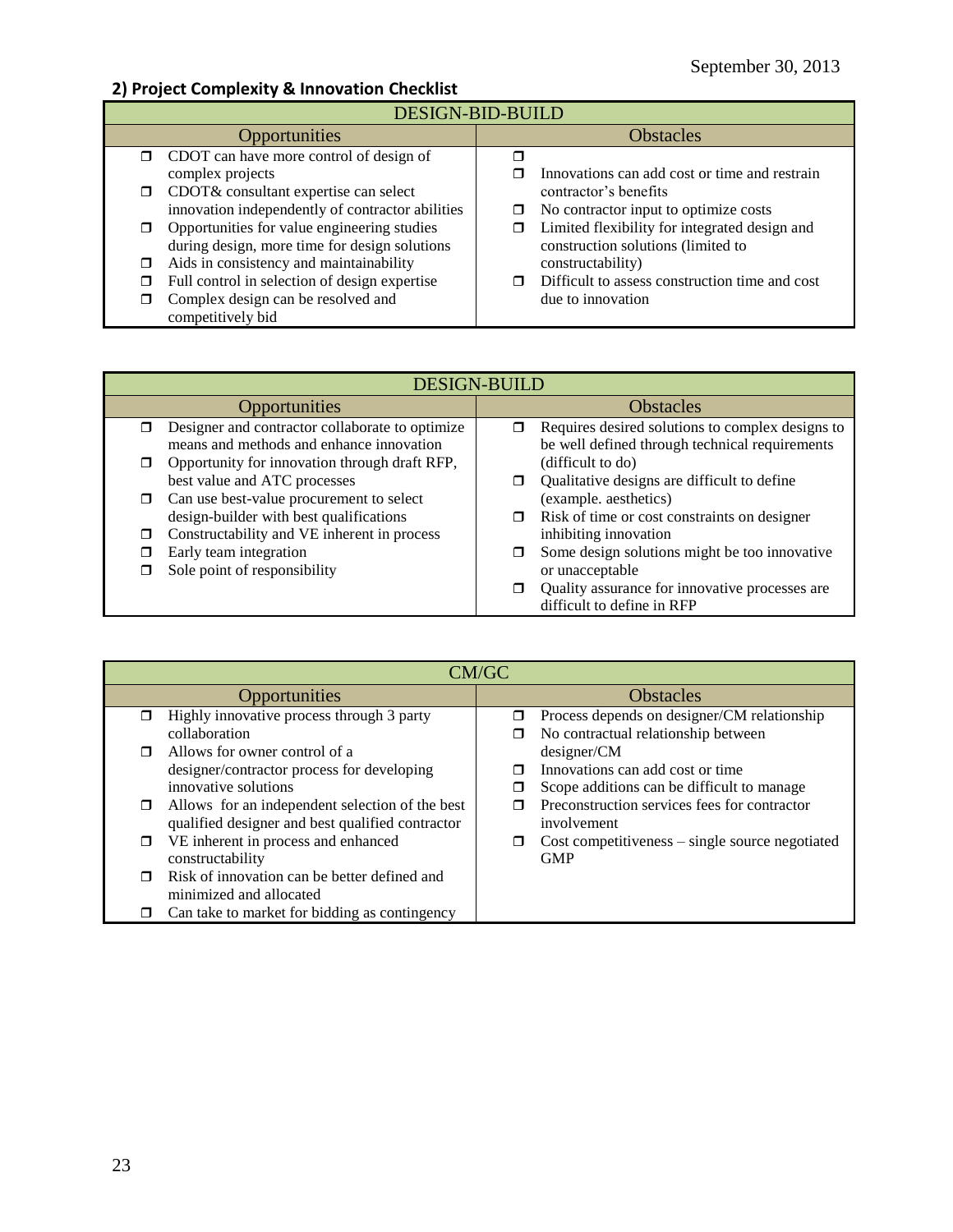September 30, 2013

## 2) Project Complexity & Innovation Checklist

| DESIGN-BID-BUILD | |
|---|---|
| **Opportunities** | **Obstacles** |
| ❒ CDOT can have more control of design of complex projects<br>❒ CDOT& consultant expertise can select innovation independently of contractor abilities<br>❒ Opportunities for value engineering studies during design, more time for design solutions<br>❒ Aids in consistency and maintainability<br>❒ Full control in selection of design expertise<br>❒ Complex design can be resolved and competitively bid | ❒<br>❒ Innovations can add cost or time and restrain contractor's benefits<br>❒ No contractor input to optimize costs<br>❒ Limited flexibility for integrated design and construction solutions (limited to constructability)<br>❒ Difficult to assess construction time and cost due to innovation |

| DESIGN-BUILD | |
|---|---|
| **Opportunities** | **Obstacles** |
| ❒ Designer and contractor collaborate to optimize means and methods and enhance innovation<br>❒ Opportunity for innovation through draft RFP, best value and ATC processes<br>❒ Can use best-value procurement to select design-builder with best qualifications<br>❒ Constructability and VE inherent in process<br>❒ Early team integration<br>❒ Sole point of responsibility | ❒ Requires desired solutions to complex designs to be well defined through technical requirements (difficult to do)<br>❒ Qualitative designs are difficult to define (example. aesthetics)<br>❒ Risk of time or cost constraints on designer inhibiting innovation<br>❒ Some design solutions might be too innovative or unacceptable<br>❒ Quality assurance for innovative processes are difficult to define in RFP |

| CM/GC | |
|---|---|
| **Opportunities** | **Obstacles** |
| ❒ Highly innovative process through 3 party collaboration<br>❒ Allows for owner control of a designer/contractor process for developing innovative solutions<br>❒ Allows for an independent selection of the best qualified designer and best qualified contractor<br>❒ VE inherent in process and enhanced constructability<br>❒ Risk of innovation can be better defined and minimized and allocated<br>❒ Can take to market for bidding as contingency | ❒ Process depends on designer/CM relationship<br>❒ No contractual relationship between designer/CM<br>❒ Innovations can add cost or time<br>❒ Scope additions can be difficult to manage<br>❒ Preconstruction services fees for contractor involvement<br>❒ Cost competitiveness – single source negotiated GMP |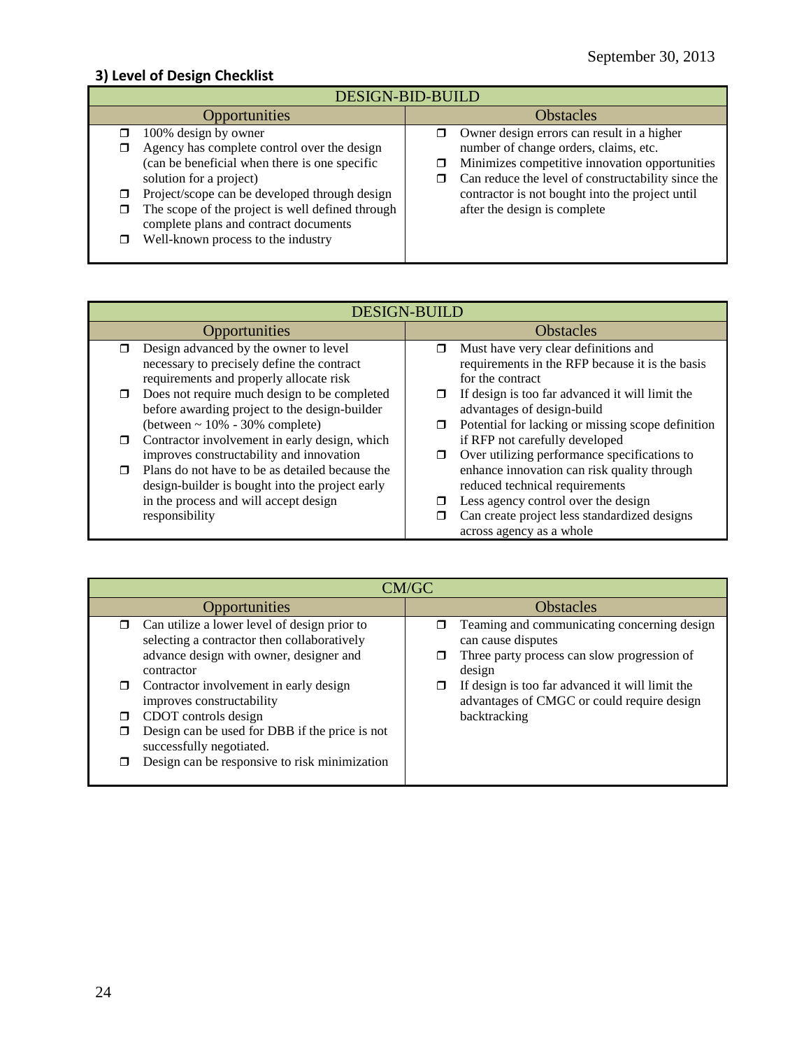### 3) Level of Design Checklist

| DESIGN-BID-BUILD | |
|---|---|
| **Opportunities** | **Obstacles** |
| ❒ 100% design by owner<br>❒ Agency has complete control over the design (can be beneficial when there is one specific solution for a project)<br>❒ Project/scope can be developed through design<br>❒ The scope of the project is well defined through complete plans and contract documents<br>❒ Well-known process to the industry | ❒ Owner design errors can result in a higher number of change orders, claims, etc.<br>❒ Minimizes competitive innovation opportunities<br>❒ Can reduce the level of constructability since the contractor is not bought into the project until after the design is complete |

| DESIGN-BUILD | |
|---|---|
| **Opportunities** | **Obstacles** |
| ❒ Design advanced by the owner to level necessary to precisely define the contract requirements and properly allocate risk<br>❒ Does not require much design to be completed before awarding project to the design-builder (between ~ 10% - 30% complete)<br>❒ Contractor involvement in early design, which improves constructability and innovation<br>❒ Plans do not have to be as detailed because the design-builder is bought into the project early in the process and will accept design responsibility | ❒ Must have very clear definitions and requirements in the RFP because it is the basis for the contract<br>❒ If design is too far advanced it will limit the advantages of design-build<br>❒ Potential for lacking or missing scope definition if RFP not carefully developed<br>❒ Over utilizing performance specifications to enhance innovation can risk quality through reduced technical requirements<br>❒ Less agency control over the design<br>❒ Can create project less standardized designs across agency as a whole |

| CM/GC | |
|---|---|
| **Opportunities** | **Obstacles** |
| ❒ Can utilize a lower level of design prior to selecting a contractor then collaboratively advance design with owner, designer and contractor<br>❒ Contractor involvement in early design improves constructability<br>❒ CDOT controls design<br>❒ Design can be used for DBB if the price is not successfully negotiated.<br>❒ Design can be responsive to risk minimization | ❒ Teaming and communicating concerning design can cause disputes<br>❒ Three party process can slow progression of design<br>❒ If design is too far advanced it will limit the advantages of CMGC or could require design backtracking |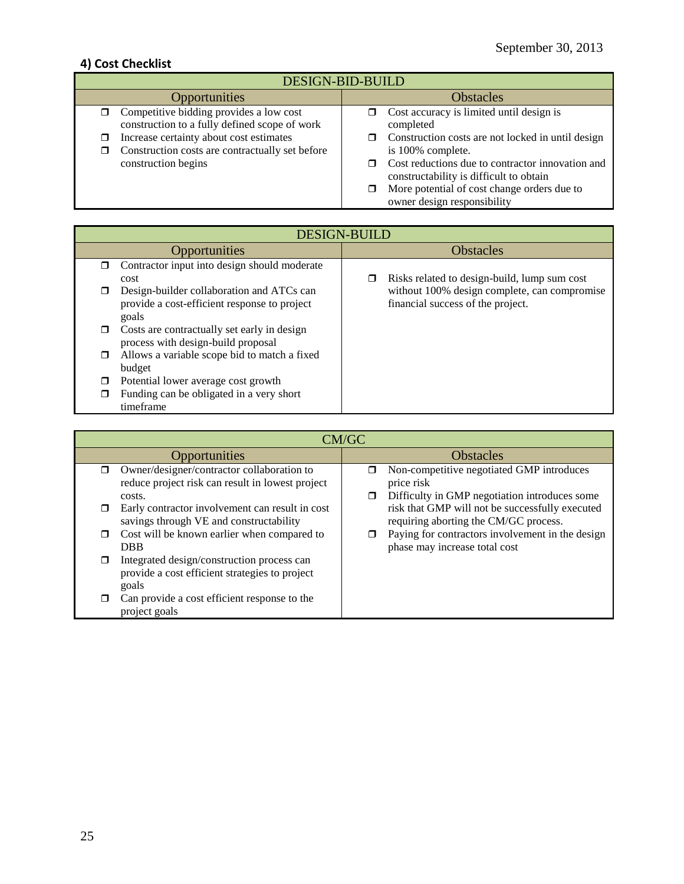## 4) Cost Checklist

| DESIGN-BID-BUILD | |
|---|---|
| **Opportunities** | **Obstacles** |
| ❒ Competitive bidding provides a low cost construction to a fully defined scope of work<br>❒ Increase certainty about cost estimates<br>❒ Construction costs are contractually set before construction begins | ❒ Cost accuracy is limited until design is completed<br>❒ Construction costs are not locked in until design is 100% complete.<br>❒ Cost reductions due to contractor innovation and constructability is difficult to obtain<br>❒ More potential of cost change orders due to owner design responsibility |

| DESIGN-BUILD | |
|---|---|
| **Opportunities** | **Obstacles** |
| ❒ Contractor input into design should moderate cost<br>❒ Design-builder collaboration and ATCs can provide a cost-efficient response to project goals<br>❒ Costs are contractually set early in design process with design-build proposal<br>❒ Allows a variable scope bid to match a fixed budget<br>❒ Potential lower average cost growth<br>❒ Funding can be obligated in a very short timeframe | ❒ Risks related to design-build, lump sum cost without 100% design complete, can compromise financial success of the project. |

| CM/GC | |
|---|---|
| **Opportunities** | **Obstacles** |
| ❒ Owner/designer/contractor collaboration to reduce project risk can result in lowest project costs.<br>❒ Early contractor involvement can result in cost savings through VE and constructability<br>❒ Cost will be known earlier when compared to DBB<br>❒ Integrated design/construction process can provide a cost efficient strategies to project goals<br>❒ Can provide a cost efficient response to the project goals | ❒ Non-competitive negotiated GMP introduces price risk<br>❒ Difficulty in GMP negotiation introduces some risk that GMP will not be successfully executed requiring aborting the CM/GC process.<br>❒ Paying for contractors involvement in the design phase may increase total cost |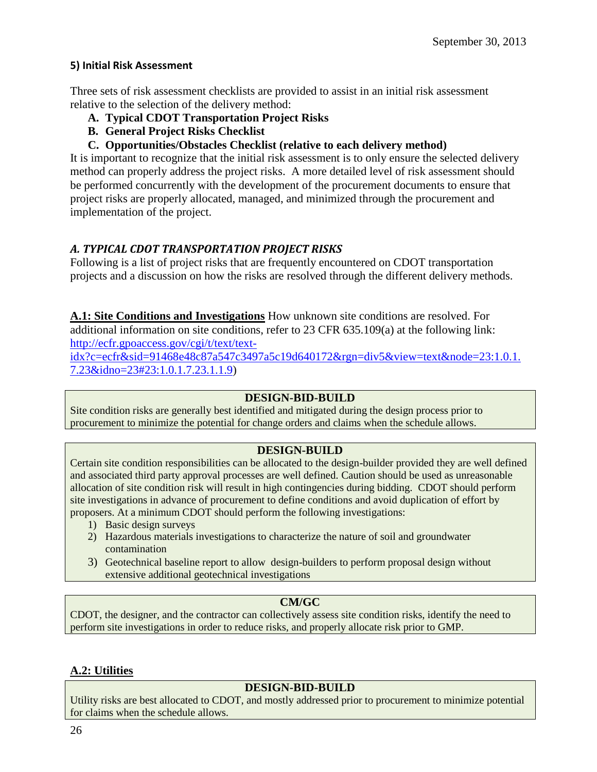### 5) Initial Risk Assessment

Three sets of risk assessment checklists are provided to assist in an initial risk assessment relative to the selection of the delivery method:

- **A. Typical CDOT Transportation Project Risks**
- **B. General Project Risks Checklist**
- **C. Opportunities/Obstacles Checklist (relative to each delivery method)**

It is important to recognize that the initial risk assessment is to only ensure the selected delivery method can properly address the project risks. A more detailed level of risk assessment should be performed concurrently with the development of the procurement documents to ensure that project risks are properly allocated, managed, and minimized through the procurement and implementation of the project.

### *A. TYPICAL CDOT TRANSPORTATION PROJECT RISKS*

Following is a list of project risks that are frequently encountered on CDOT transportation projects and a discussion on how the risks are resolved through the different delivery methods.

**A.1: Site Conditions and Investigations** How unknown site conditions are resolved. For additional information on site conditions, refer to 23 CFR 635.109(a) at the following link: [http://ecfr.gpoaccess.gov/cgi/t/text/text-idx?c=ecfr&sid=91468e48c87a547c3497a5c19d640172&rgn=div5&view=text&node=23:1.0.1.7.23&idno=23#23:1.0.1.7.23.1.1.9](http://ecfr.gpoaccess.gov/cgi/t/text/text-idx?c=ecfr&sid=91468e48c87a547c3497a5c19d640172&rgn=div5&view=text&node=23:1.0.1.7.23&idno=23#23:1.0.1.7.23.1.1.9))

**DESIGN-BID-BUILD**

Site condition risks are generally best identified and mitigated during the design process prior to procurement to minimize the potential for change orders and claims when the schedule allows.

**DESIGN-BUILD**

Certain site condition responsibilities can be allocated to the design-builder provided they are well defined and associated third party approval processes are well defined. Caution should be used as unreasonable allocation of site condition risk will result in high contingencies during bidding. CDOT should perform site investigations in advance of procurement to define conditions and avoid duplication of effort by proposers. At a minimum CDOT should perform the following investigations:

1) Basic design surveys
2) Hazardous materials investigations to characterize the nature of soil and groundwater contamination
3) Geotechnical baseline report to allow design-builders to perform proposal design without extensive additional geotechnical investigations

**CM/GC**

CDOT, the designer, and the contractor can collectively assess site condition risks, identify the need to perform site investigations in order to reduce risks, and properly allocate risk prior to GMP.

**A.2: Utilities**

**DESIGN-BID-BUILD**

Utility risks are best allocated to CDOT, and mostly addressed prior to procurement to minimize potential for claims when the schedule allows.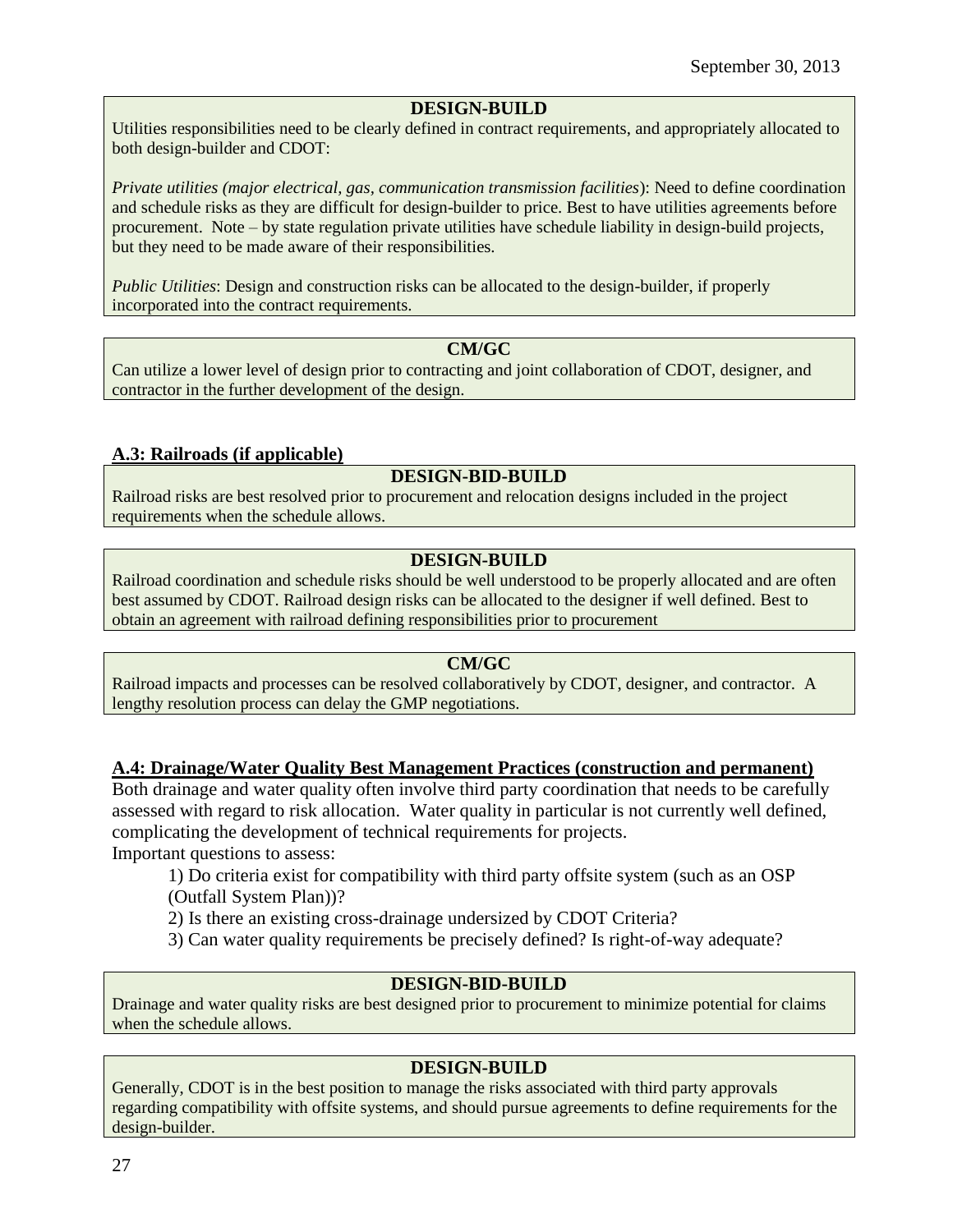**DESIGN-BUILD**

Utilities responsibilities need to be clearly defined in contract requirements, and appropriately allocated to both design-builder and CDOT:

*Private utilities (major electrical, gas, communication transmission facilities*): Need to define coordination and schedule risks as they are difficult for design-builder to price. Best to have utilities agreements before procurement. Note – by state regulation private utilities have schedule liability in design-build projects, but they need to be made aware of their responsibilities.

*Public Utilities*: Design and construction risks can be allocated to the design-builder, if properly incorporated into the contract requirements.

**CM/GC**

Can utilize a lower level of design prior to contracting and joint collaboration of CDOT, designer, and contractor in the further development of the design.

## A.3: Railroads (if applicable)

**DESIGN-BID-BUILD**

Railroad risks are best resolved prior to procurement and relocation designs included in the project requirements when the schedule allows.

**DESIGN-BUILD**

Railroad coordination and schedule risks should be well understood to be properly allocated and are often best assumed by CDOT. Railroad design risks can be allocated to the designer if well defined. Best to obtain an agreement with railroad defining responsibilities prior to procurement

**CM/GC**

Railroad impacts and processes can be resolved collaboratively by CDOT, designer, and contractor. A lengthy resolution process can delay the GMP negotiations.

## A.4: Drainage/Water Quality Best Management Practices (construction and permanent)

Both drainage and water quality often involve third party coordination that needs to be carefully assessed with regard to risk allocation. Water quality in particular is not currently well defined, complicating the development of technical requirements for projects.

Important questions to assess:

1) Do criteria exist for compatibility with third party offsite system (such as an OSP (Outfall System Plan))?
2) Is there an existing cross-drainage undersized by CDOT Criteria?
3) Can water quality requirements be precisely defined? Is right-of-way adequate?

**DESIGN-BID-BUILD**

Drainage and water quality risks are best designed prior to procurement to minimize potential for claims when the schedule allows.

**DESIGN-BUILD**

Generally, CDOT is in the best position to manage the risks associated with third party approvals regarding compatibility with offsite systems, and should pursue agreements to define requirements for the design-builder.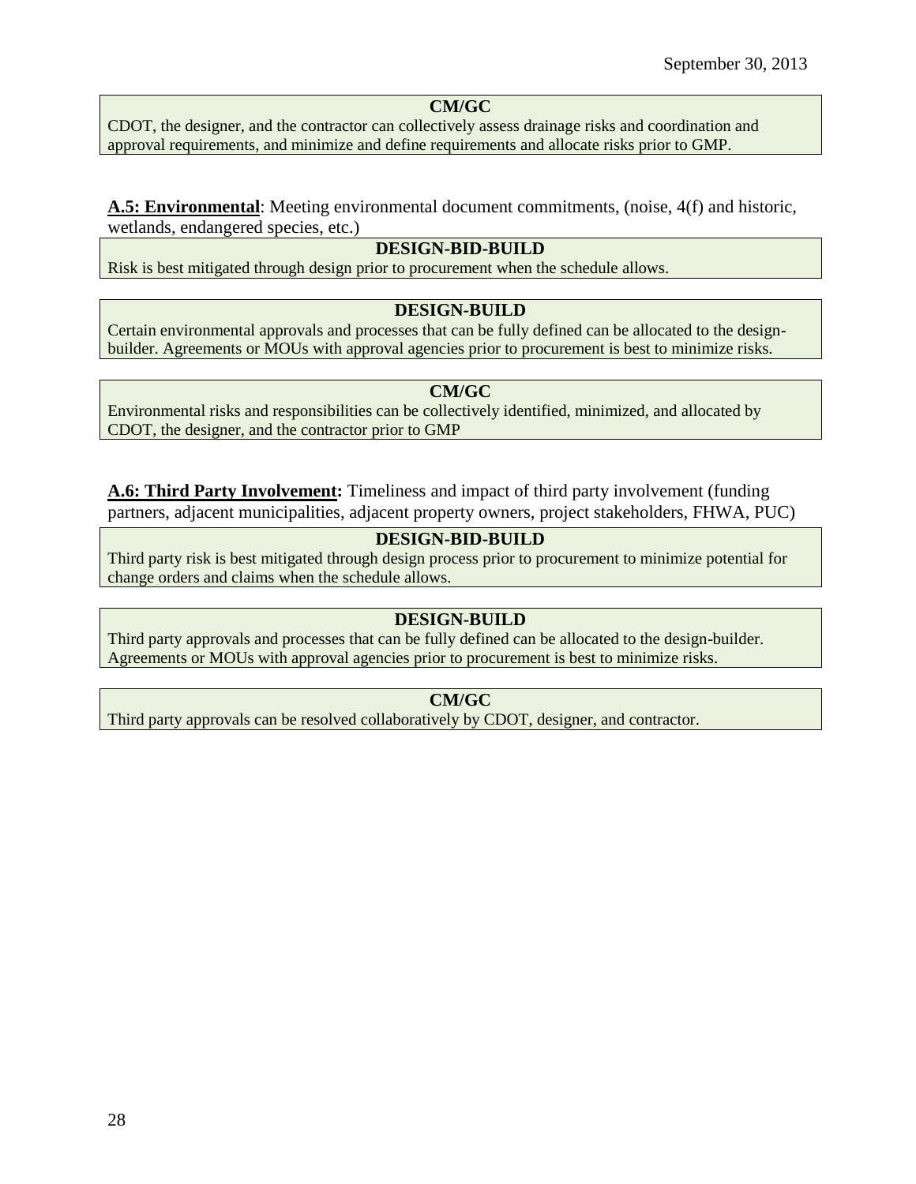**CM/GC**

CDOT, the designer, and the contractor can collectively assess drainage risks and coordination and approval requirements, and minimize and define requirements and allocate risks prior to GMP.

**A.5: Environmental**: Meeting environmental document commitments, (noise, 4(f) and historic, wetlands, endangered species, etc.)

**DESIGN-BID-BUILD**

Risk is best mitigated through design prior to procurement when the schedule allows.

**DESIGN-BUILD**

Certain environmental approvals and processes that can be fully defined can be allocated to the design-builder. Agreements or MOUs with approval agencies prior to procurement is best to minimize risks.

**CM/GC**

Environmental risks and responsibilities can be collectively identified, minimized, and allocated by CDOT, the designer, and the contractor prior to GMP

**A.6: Third Party Involvement:** Timeliness and impact of third party involvement (funding partners, adjacent municipalities, adjacent property owners, project stakeholders, FHWA, PUC)

**DESIGN-BID-BUILD**

Third party risk is best mitigated through design process prior to procurement to minimize potential for change orders and claims when the schedule allows.

**DESIGN-BUILD**

Third party approvals and processes that can be fully defined can be allocated to the design-builder. Agreements or MOUs with approval agencies prior to procurement is best to minimize risks.

**CM/GC**

Third party approvals can be resolved collaboratively by CDOT, designer, and contractor.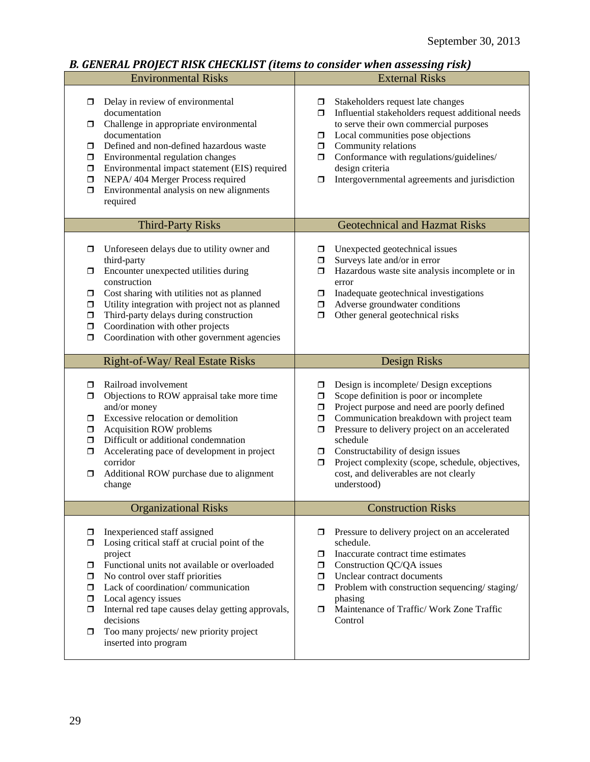### *B. GENERAL PROJECT RISK CHECKLIST (items to consider when assessing risk)*

| Environmental Risks | External Risks |
|---|---|
| ❒ Delay in review of environmental documentation<br>❒ Challenge in appropriate environmental documentation<br>❒ Defined and non-defined hazardous waste<br>❒ Environmental regulation changes<br>❒ Environmental impact statement (EIS) required<br>❒ NEPA/ 404 Merger Process required<br>❒ Environmental analysis on new alignments required | ❒ Stakeholders request late changes<br>❒ Influential stakeholders request additional needs to serve their own commercial purposes<br>❒ Local communities pose objections<br>❒ Community relations<br>❒ Conformance with regulations/guidelines/ design criteria<br>❒ Intergovernmental agreements and jurisdiction |
| **Third-Party Risks** | **Geotechnical and Hazmat Risks** |
| ❒ Unforeseen delays due to utility owner and third-party<br>❒ Encounter unexpected utilities during construction<br>❒ Cost sharing with utilities not as planned<br>❒ Utility integration with project not as planned<br>❒ Third-party delays during construction<br>❒ Coordination with other projects<br>❒ Coordination with other government agencies | ❒ Unexpected geotechnical issues<br>❒ Surveys late and/or in error<br>❒ Hazardous waste site analysis incomplete or in error<br>❒ Inadequate geotechnical investigations<br>❒ Adverse groundwater conditions<br>❒ Other general geotechnical risks |
| **Right-of-Way/ Real Estate Risks** | **Design Risks** |
| ❒ Railroad involvement<br>❒ Objections to ROW appraisal take more time and/or money<br>❒ Excessive relocation or demolition<br>❒ Acquisition ROW problems<br>❒ Difficult or additional condemnation<br>❒ Accelerating pace of development in project corridor<br>❒ Additional ROW purchase due to alignment change | ❒ Design is incomplete/ Design exceptions<br>❒ Scope definition is poor or incomplete<br>❒ Project purpose and need are poorly defined<br>❒ Communication breakdown with project team<br>❒ Pressure to delivery project on an accelerated schedule<br>❒ Constructability of design issues<br>❒ Project complexity (scope, schedule, objectives, cost, and deliverables are not clearly understood) |
| **Organizational Risks** | **Construction Risks** |
| ❒ Inexperienced staff assigned<br>❒ Losing critical staff at crucial point of the project<br>❒ Functional units not available or overloaded<br>❒ No control over staff priorities<br>❒ Lack of coordination/ communication<br>❒ Local agency issues<br>❒ Internal red tape causes delay getting approvals, decisions<br>❒ Too many projects/ new priority project inserted into program | ❒ Pressure to delivery project on an accelerated schedule.<br>❒ Inaccurate contract time estimates<br>❒ Construction QC/QA issues<br>❒ Unclear contract documents<br>❒ Problem with construction sequencing/ staging/ phasing<br>❒ Maintenance of Traffic/ Work Zone Traffic Control |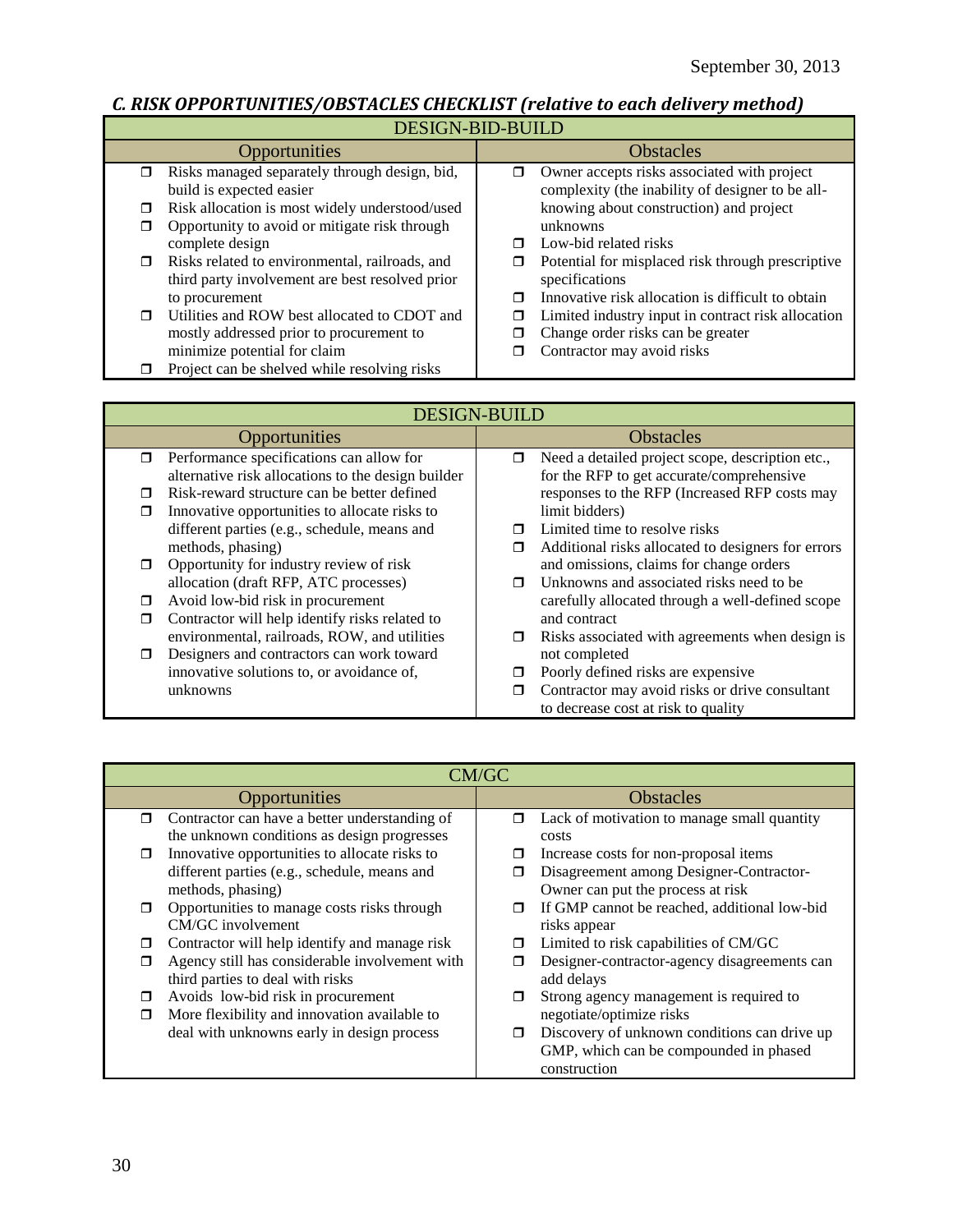### *C. RISK OPPORTUNITIES/OBSTACLES CHECKLIST (relative to each delivery method)*

| DESIGN-BID-BUILD | |
|---|---|
| **Opportunities** | **Obstacles** |
| ❒ Risks managed separately through design, bid, build is expected easier<br>❒ Risk allocation is most widely understood/used<br>❒ Opportunity to avoid or mitigate risk through complete design<br>❒ Risks related to environmental, railroads, and third party involvement are best resolved prior to procurement<br>❒ Utilities and ROW best allocated to CDOT and mostly addressed prior to procurement to minimize potential for claim<br>❒ Project can be shelved while resolving risks | ❒ Owner accepts risks associated with project complexity (the inability of designer to be all-knowing about construction) and project unknowns<br>❒ Low-bid related risks<br>❒ Potential for misplaced risk through prescriptive specifications<br>❒ Innovative risk allocation is difficult to obtain<br>❒ Limited industry input in contract risk allocation<br>❒ Change order risks can be greater<br>❒ Contractor may avoid risks |

| DESIGN-BUILD | |
|---|---|
| **Opportunities** | **Obstacles** |
| ❒ Performance specifications can allow for alternative risk allocations to the design builder<br>❒ Risk-reward structure can be better defined<br>❒ Innovative opportunities to allocate risks to different parties (e.g., schedule, means and methods, phasing)<br>❒ Opportunity for industry review of risk allocation (draft RFP, ATC processes)<br>❒ Avoid low-bid risk in procurement<br>❒ Contractor will help identify risks related to environmental, railroads, ROW, and utilities<br>❒ Designers and contractors can work toward innovative solutions to, or avoidance of, unknowns | ❒ Need a detailed project scope, description etc., for the RFP to get accurate/comprehensive responses to the RFP (Increased RFP costs may limit bidders)<br>❒ Limited time to resolve risks<br>❒ Additional risks allocated to designers for errors and omissions, claims for change orders<br>❒ Unknowns and associated risks need to be carefully allocated through a well-defined scope and contract<br>❒ Risks associated with agreements when design is not completed<br>❒ Poorly defined risks are expensive<br>❒ Contractor may avoid risks or drive consultant to decrease cost at risk to quality |

| CM/GC | |
|---|---|
| **Opportunities** | **Obstacles** |
| ❒ Contractor can have a better understanding of the unknown conditions as design progresses<br>❒ Innovative opportunities to allocate risks to different parties (e.g., schedule, means and methods, phasing)<br>❒ Opportunities to manage costs risks through CM/GC involvement<br>❒ Contractor will help identify and manage risk<br>❒ Agency still has considerable involvement with third parties to deal with risks<br>❒ Avoids low-bid risk in procurement<br>❒ More flexibility and innovation available to deal with unknowns early in design process | ❒ Lack of motivation to manage small quantity costs<br>❒ Increase costs for non-proposal items<br>❒ Disagreement among Designer-Contractor-Owner can put the process at risk<br>❒ If GMP cannot be reached, additional low-bid risks appear<br>❒ Limited to risk capabilities of CM/GC<br>❒ Designer-contractor-agency disagreements can add delays<br>❒ Strong agency management is required to negotiate/optimize risks<br>❒ Discovery of unknown conditions can drive up GMP, which can be compounded in phased construction |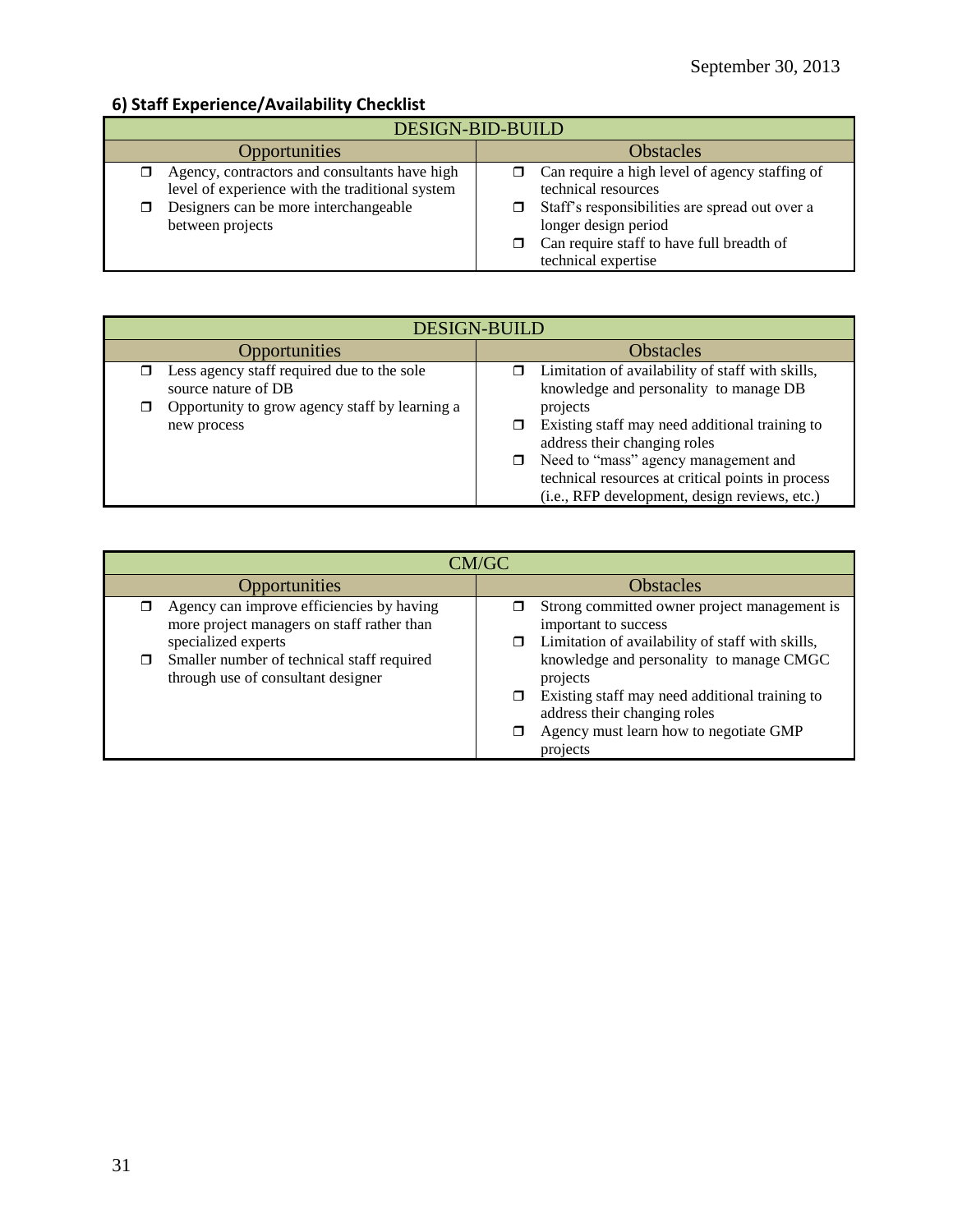### 6) Staff Experience/Availability Checklist

| DESIGN-BID-BUILD | |
|---|---|
| **Opportunities** | **Obstacles** |
| ☐ Agency, contractors and consultants have high level of experience with the traditional system<br>☐ Designers can be more interchangeable between projects | ☐ Can require a high level of agency staffing of technical resources<br>☐ Staff's responsibilities are spread out over a longer design period<br>☐ Can require staff to have full breadth of technical expertise |

| DESIGN-BUILD | |
|---|---|
| **Opportunities** | **Obstacles** |
| ☐ Less agency staff required due to the sole source nature of DB<br>☐ Opportunity to grow agency staff by learning a new process | ☐ Limitation of availability of staff with skills, knowledge and personality to manage DB projects<br>☐ Existing staff may need additional training to address their changing roles<br>☐ Need to "mass" agency management and technical resources at critical points in process (i.e., RFP development, design reviews, etc.) |

| CM/GC | |
|---|---|
| **Opportunities** | **Obstacles** |
| ☐ Agency can improve efficiencies by having more project managers on staff rather than specialized experts<br>☐ Smaller number of technical staff required through use of consultant designer | ☐ Strong committed owner project management is important to success<br>☐ Limitation of availability of staff with skills, knowledge and personality to manage CMGC projects<br>☐ Existing staff may need additional training to address their changing roles<br>☐ Agency must learn how to negotiate GMP projects |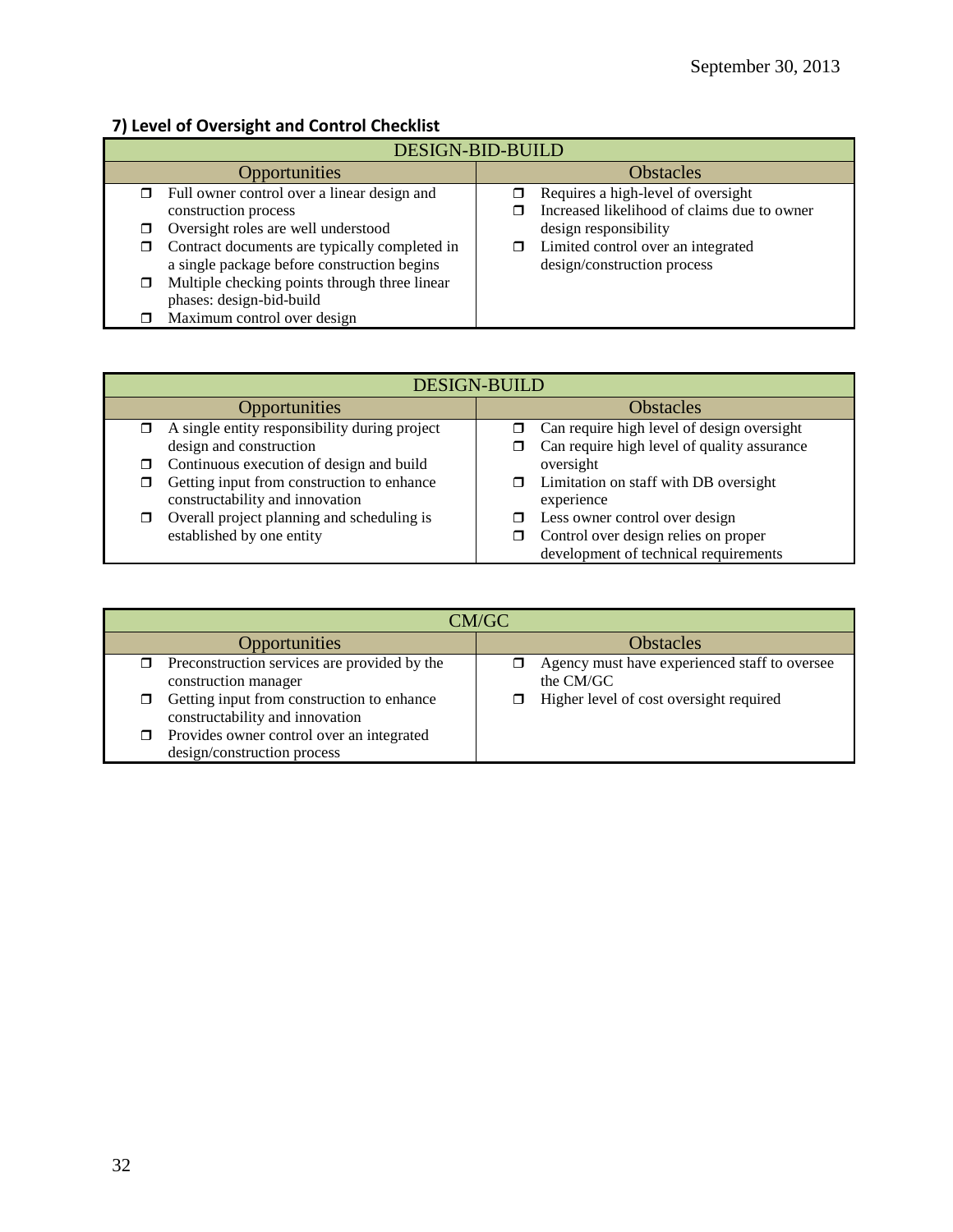### 7) Level of Oversight and Control Checklist

| DESIGN-BID-BUILD | |
|---|---|
| Opportunities | Obstacles |
| ❒ Full owner control over a linear design and construction process<br>❒ Oversight roles are well understood<br>❒ Contract documents are typically completed in a single package before construction begins<br>❒ Multiple checking points through three linear phases: design-bid-build<br>❒ Maximum control over design | ❒ Requires a high-level of oversight<br>❒ Increased likelihood of claims due to owner design responsibility<br>❒ Limited control over an integrated design/construction process |

| DESIGN-BUILD | |
|---|---|
| Opportunities | Obstacles |
| ❒ A single entity responsibility during project design and construction<br>❒ Continuous execution of design and build<br>❒ Getting input from construction to enhance constructability and innovation<br>❒ Overall project planning and scheduling is established by one entity | ❒ Can require high level of design oversight<br>❒ Can require high level of quality assurance oversight<br>❒ Limitation on staff with DB oversight experience<br>❒ Less owner control over design<br>❒ Control over design relies on proper development of technical requirements |

| CM/GC | |
|---|---|
| Opportunities | Obstacles |
| ❒ Preconstruction services are provided by the construction manager<br>❒ Getting input from construction to enhance constructability and innovation<br>❒ Provides owner control over an integrated design/construction process | ❒ Agency must have experienced staff to oversee the CM/GC<br>❒ Higher level of cost oversight required |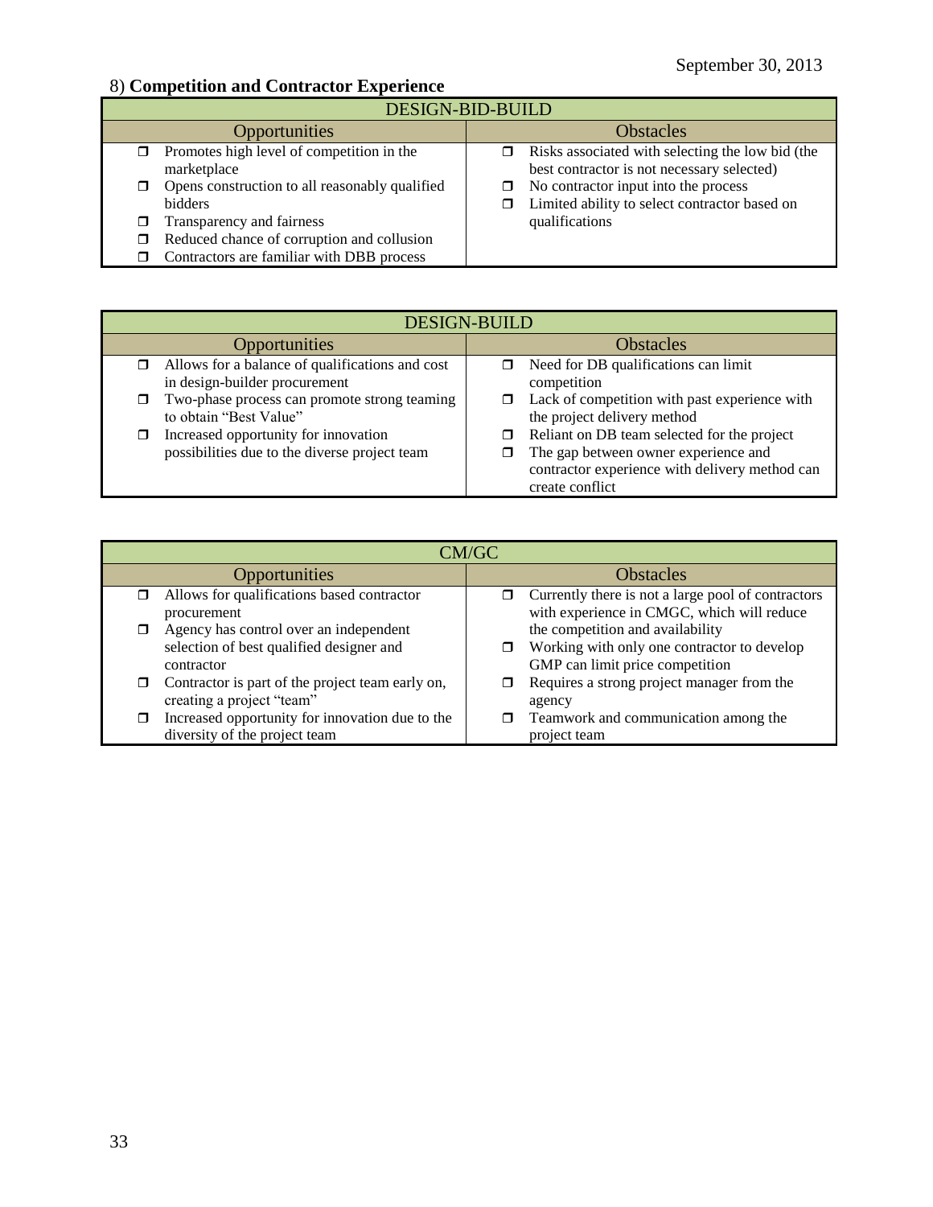## 8) **Competition and Contractor Experience**

| DESIGN-BID-BUILD | |
|---|---|
| **Opportunities** | **Obstacles** |
| <ul><li>Promotes high level of competition in the marketplace</li><li>Opens construction to all reasonably qualified bidders</li><li>Transparency and fairness</li><li>Reduced chance of corruption and collusion</li><li>Contractors are familiar with DBB process</li></ul> | <ul><li>Risks associated with selecting the low bid (the best contractor is not necessary selected)</li><li>No contractor input into the process</li><li>Limited ability to select contractor based on qualifications</li></ul> |

| DESIGN-BUILD | |
|---|---|
| **Opportunities** | **Obstacles** |
| <ul><li>Allows for a balance of qualifications and cost in design-builder procurement</li><li>Two-phase process can promote strong teaming to obtain "Best Value"</li><li>Increased opportunity for innovation possibilities due to the diverse project team</li></ul> | <ul><li>Need for DB qualifications can limit competition</li><li>Lack of competition with past experience with the project delivery method</li><li>Reliant on DB team selected for the project</li><li>The gap between owner experience and contractor experience with delivery method can create conflict</li></ul> |

| CM/GC | |
|---|---|
| **Opportunities** | **Obstacles** |
| <ul><li>Allows for qualifications based contractor procurement</li><li>Agency has control over an independent selection of best qualified designer and contractor</li><li>Contractor is part of the project team early on, creating a project "team"</li><li>Increased opportunity for innovation due to the diversity of the project team</li></ul> | <ul><li>Currently there is not a large pool of contractors with experience in CMGC, which will reduce the competition and availability</li><li>Working with only one contractor to develop GMP can limit price competition</li><li>Requires a strong project manager from the agency</li><li>Teamwork and communication among the project team</li></ul> |